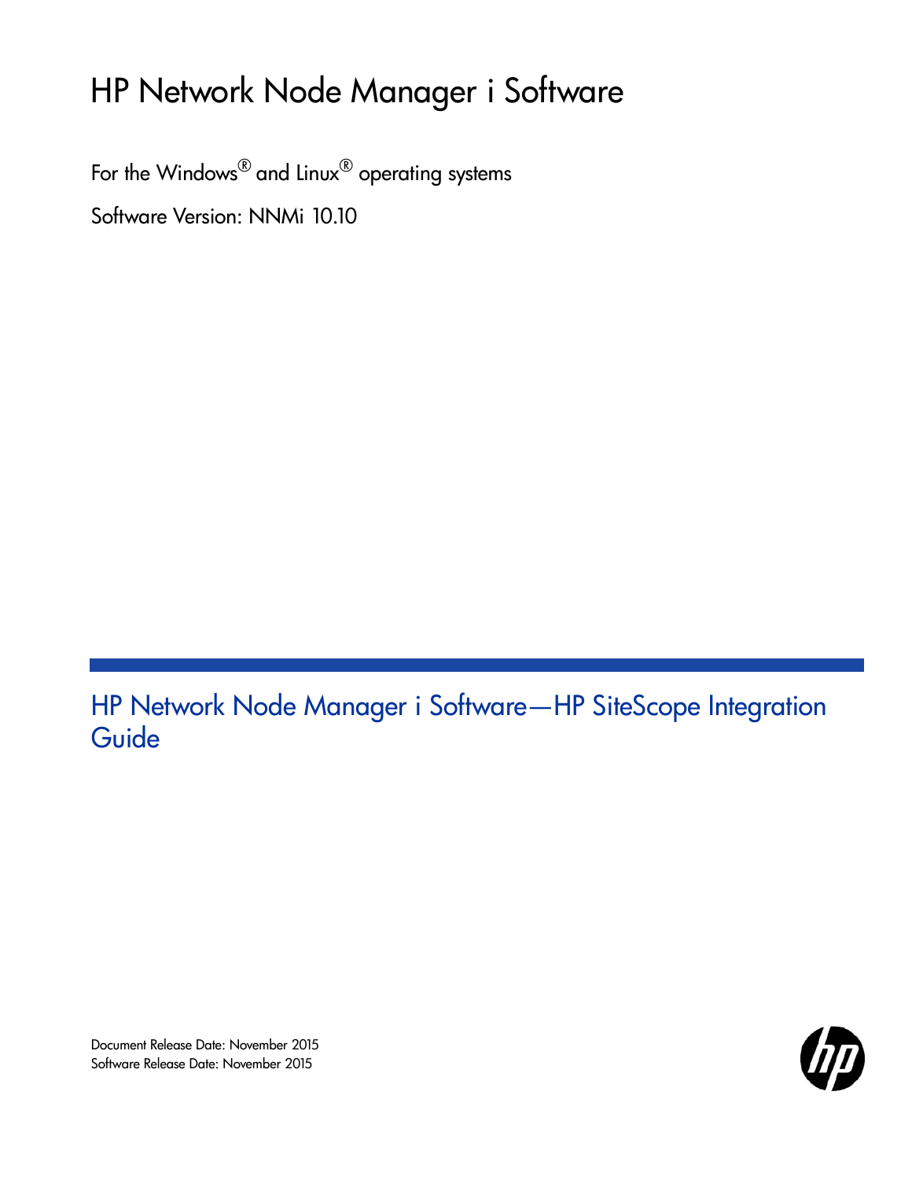# HP Network Node Manager i Software

For the Windows® and Linux® operating systems

Software Version: NNMi 10.10

## HP Network Node Manager i Software—HP SiteScope Integration Guide

Document Release Date: November 2015

Software Release Date: November 2015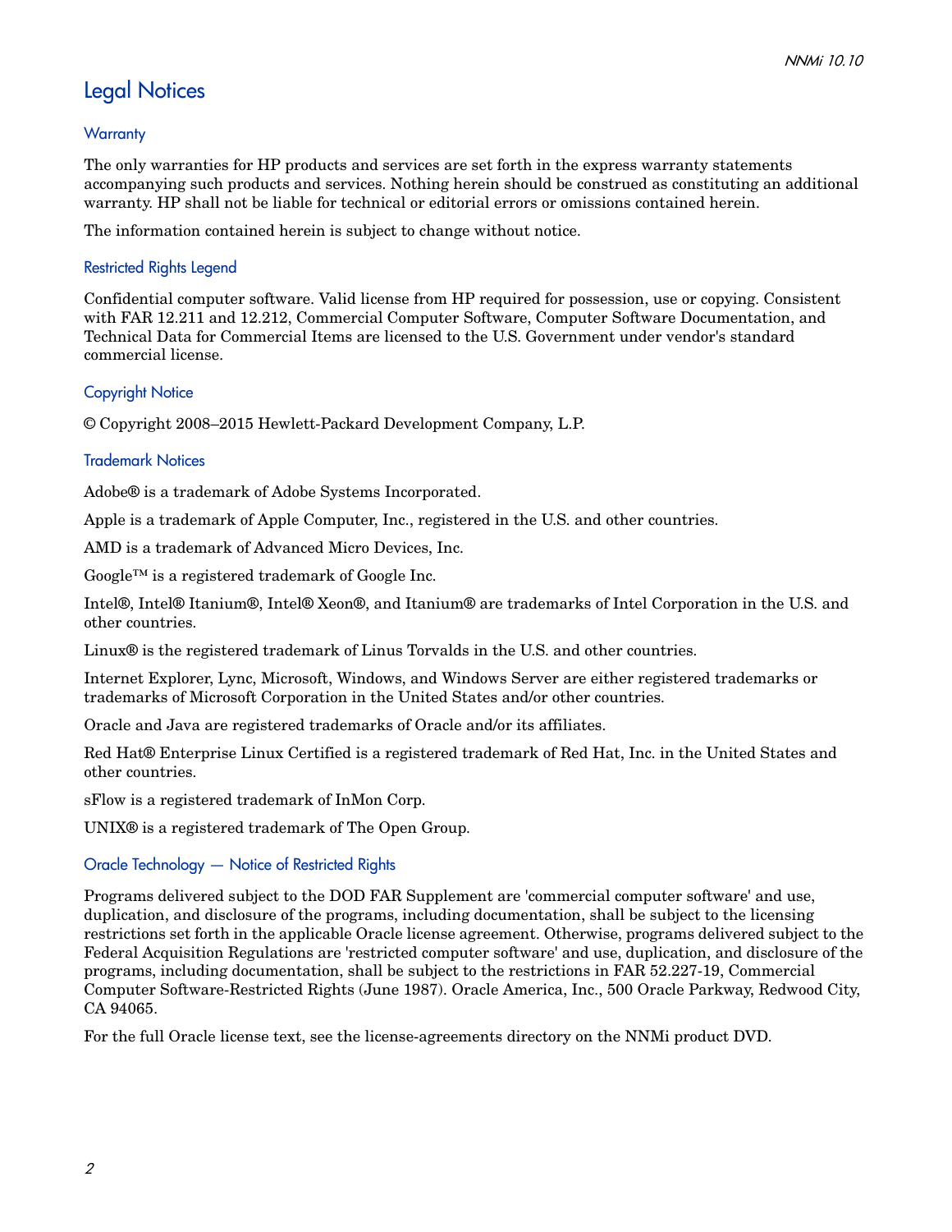# Legal Notices

## Warranty

The only warranties for HP products and services are set forth in the express warranty statements accompanying such products and services. Nothing herein should be construed as constituting an additional warranty. HP shall not be liable for technical or editorial errors or omissions contained herein.

The information contained herein is subject to change without notice.

## Restricted Rights Legend

Confidential computer software. Valid license from HP required for possession, use or copying. Consistent with FAR 12.211 and 12.212, Commercial Computer Software, Computer Software Documentation, and Technical Data for Commercial Items are licensed to the U.S. Government under vendor's standard commercial license.

## Copyright Notice

© Copyright 2008–2015 Hewlett-Packard Development Company, L.P.

## Trademark Notices

Adobe® is a trademark of Adobe Systems Incorporated.

Apple is a trademark of Apple Computer, Inc., registered in the U.S. and other countries.

AMD is a trademark of Advanced Micro Devices, Inc.

Google™ is a registered trademark of Google Inc.

Intel®, Intel® Itanium®, Intel® Xeon®, and Itanium® are trademarks of Intel Corporation in the U.S. and other countries.

Linux® is the registered trademark of Linus Torvalds in the U.S. and other countries.

Internet Explorer, Lync, Microsoft, Windows, and Windows Server are either registered trademarks or trademarks of Microsoft Corporation in the United States and/or other countries.

Oracle and Java are registered trademarks of Oracle and/or its affiliates.

Red Hat® Enterprise Linux Certified is a registered trademark of Red Hat, Inc. in the United States and other countries.

sFlow is a registered trademark of InMon Corp.

UNIX® is a registered trademark of The Open Group.

## Oracle Technology — Notice of Restricted Rights

Programs delivered subject to the DOD FAR Supplement are 'commercial computer software' and use, duplication, and disclosure of the programs, including documentation, shall be subject to the licensing restrictions set forth in the applicable Oracle license agreement. Otherwise, programs delivered subject to the Federal Acquisition Regulations are 'restricted computer software' and use, duplication, and disclosure of the programs, including documentation, shall be subject to the restrictions in FAR 52.227-19, Commercial Computer Software-Restricted Rights (June 1987). Oracle America, Inc., 500 Oracle Parkway, Redwood City, CA 94065.

For the full Oracle license text, see the license-agreements directory on the NNMi product DVD.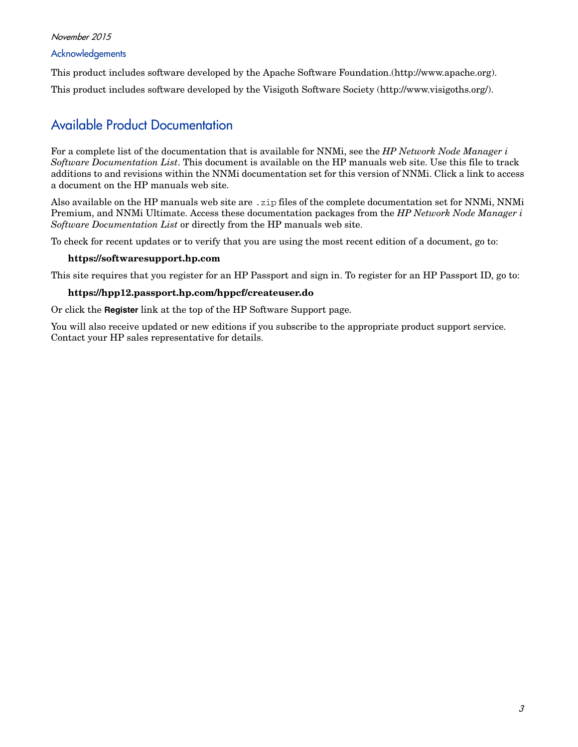*November 2015*

### Acknowledgements

This product includes software developed by the Apache Software Foundation.(http://www.apache.org).

This product includes software developed by the Visigoth Software Society (http://www.visigoths.org/).

## Available Product Documentation

For a complete list of the documentation that is available for NNMi, see the *HP Network Node Manager i Software Documentation List*. This document is available on the HP manuals web site. Use this file to track additions to and revisions within the NNMi documentation set for this version of NNMi. Click a link to access a document on the HP manuals web site.

Also available on the HP manuals web site are `.zip` files of the complete documentation set for NNMi, NNMi Premium, and NNMi Ultimate. Access these documentation packages from the *HP Network Node Manager i Software Documentation List* or directly from the HP manuals web site.

To check for recent updates or to verify that you are using the most recent edition of a document, go to:

**https://softwaresupport.hp.com**

This site requires that you register for an HP Passport and sign in. To register for an HP Passport ID, go to:

**https://hpp12.passport.hp.com/hppcf/createuser.do**

Or click the **Register** link at the top of the HP Software Support page.

You will also receive updated or new editions if you subscribe to the appropriate product support service. Contact your HP sales representative for details.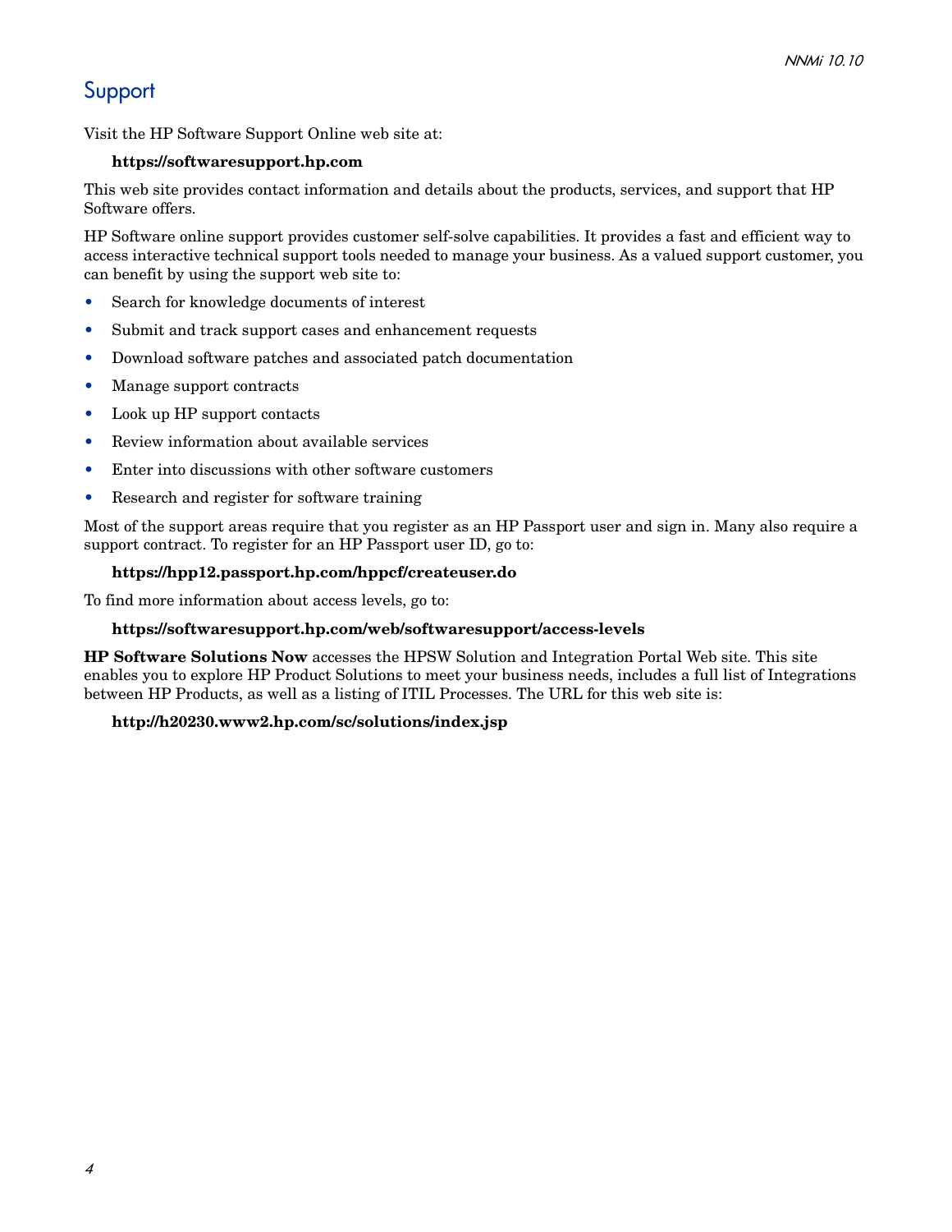# Support

Visit the HP Software Support Online web site at:

**https://softwaresupport.hp.com**

This web site provides contact information and details about the products, services, and support that HP Software offers.

HP Software online support provides customer self-solve capabilities. It provides a fast and efficient way to access interactive technical support tools needed to manage your business. As a valued support customer, you can benefit by using the support web site to:

- Search for knowledge documents of interest
- Submit and track support cases and enhancement requests
- Download software patches and associated patch documentation
- Manage support contracts
- Look up HP support contacts
- Review information about available services
- Enter into discussions with other software customers
- Research and register for software training

Most of the support areas require that you register as an HP Passport user and sign in. Many also require a support contract. To register for an HP Passport user ID, go to:

**https://hpp12.passport.hp.com/hppcf/createuser.do**

To find more information about access levels, go to:

**https://softwaresupport.hp.com/web/softwaresupport/access-levels**

**HP Software Solutions Now** accesses the HPSW Solution and Integration Portal Web site. This site enables you to explore HP Product Solutions to meet your business needs, includes a full list of Integrations between HP Products, as well as a listing of ITIL Processes. The URL for this web site is:

**http://h20230.www2.hp.com/sc/solutions/index.jsp**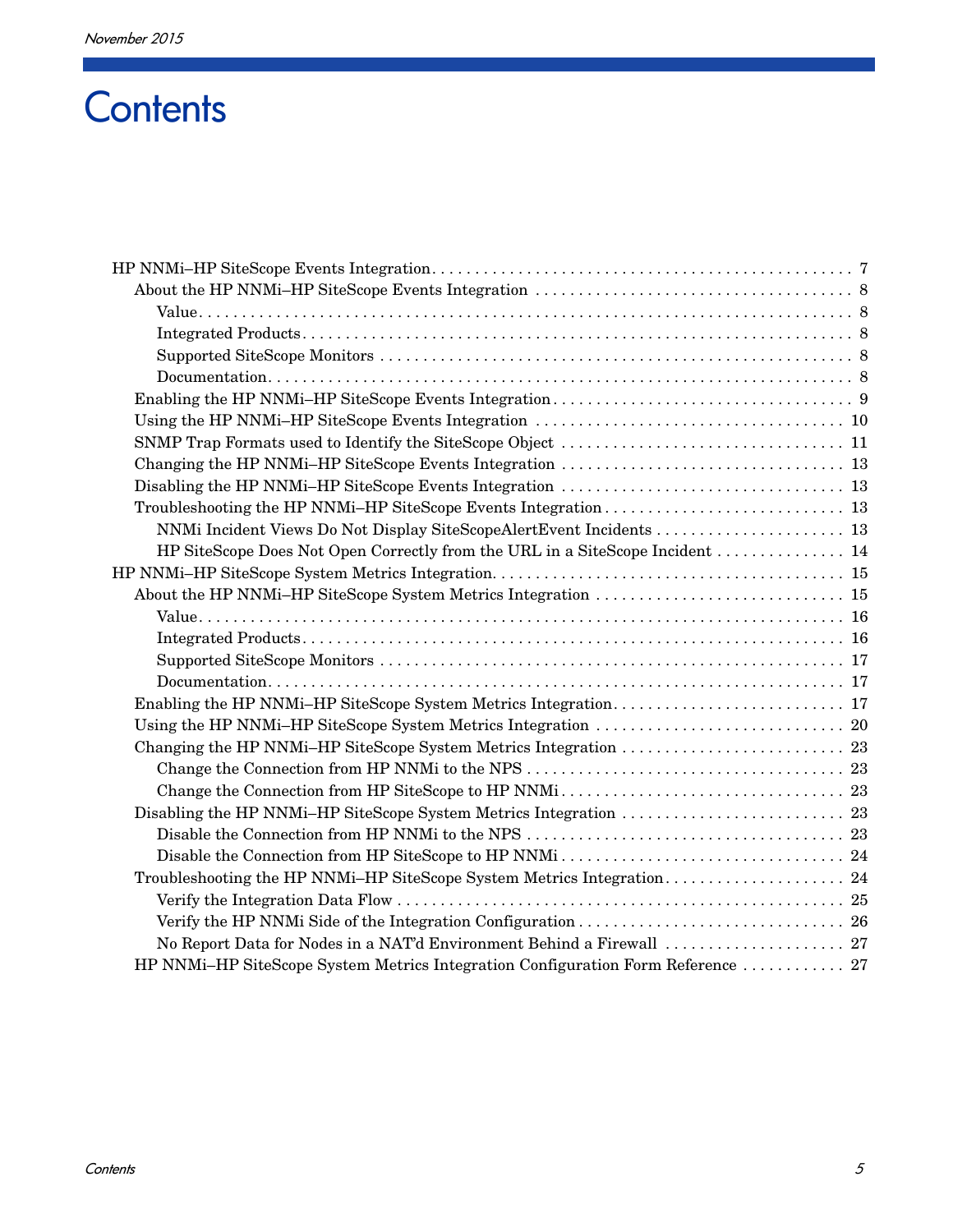# Contents

- HP NNMi–HP SiteScope Events Integration . . . . . . . . . . 7
  - About the HP NNMi–HP SiteScope Events Integration . . . . . . . . . . 8
    - Value . . . . . . . . . . 8
    - Integrated Products . . . . . . . . . . 8
    - Supported SiteScope Monitors . . . . . . . . . . 8
    - Documentation . . . . . . . . . . 8
  - Enabling the HP NNMi–HP SiteScope Events Integration . . . . . . . . . . 9
  - Using the HP NNMi–HP SiteScope Events Integration . . . . . . . . . . 10
  - SNMP Trap Formats used to Identify the SiteScope Object . . . . . . . . . . 11
  - Changing the HP NNMi–HP SiteScope Events Integration . . . . . . . . . . 13
  - Disabling the HP NNMi–HP SiteScope Events Integration . . . . . . . . . . 13
  - Troubleshooting the HP NNMi–HP SiteScope Events Integration . . . . . . . . . . 13
    - NNMi Incident Views Do Not Display SiteScopeAlertEvent Incidents . . . . . . . . . . 13
    - HP SiteScope Does Not Open Correctly from the URL in a SiteScope Incident . . . . . . . . . . 14
- HP NNMi–HP SiteScope System Metrics Integration . . . . . . . . . . 15
  - About the HP NNMi–HP SiteScope System Metrics Integration . . . . . . . . . . 15
    - Value . . . . . . . . . . 16
    - Integrated Products . . . . . . . . . . 16
    - Supported SiteScope Monitors . . . . . . . . . . 17
    - Documentation . . . . . . . . . . 17
  - Enabling the HP NNMi–HP SiteScope System Metrics Integration . . . . . . . . . . 17
  - Using the HP NNMi–HP SiteScope System Metrics Integration . . . . . . . . . . 20
  - Changing the HP NNMi–HP SiteScope System Metrics Integration . . . . . . . . . . 23
    - Change the Connection from HP NNMi to the NPS . . . . . . . . . . 23
    - Change the Connection from HP SiteScope to HP NNMi . . . . . . . . . . 23
  - Disabling the HP NNMi–HP SiteScope System Metrics Integration . . . . . . . . . . 23
    - Disable the Connection from HP NNMi to the NPS . . . . . . . . . . 23
    - Disable the Connection from HP SiteScope to HP NNMi . . . . . . . . . . 24
  - Troubleshooting the HP NNMi–HP SiteScope System Metrics Integration . . . . . . . . . . 24
    - Verify the Integration Data Flow . . . . . . . . . . 25
    - Verify the HP NNMi Side of the Integration Configuration . . . . . . . . . . 26
    - No Report Data for Nodes in a NAT'd Environment Behind a Firewall . . . . . . . . . . 27
  - HP NNMi–HP SiteScope System Metrics Integration Configuration Form Reference . . . . . . . . . . 27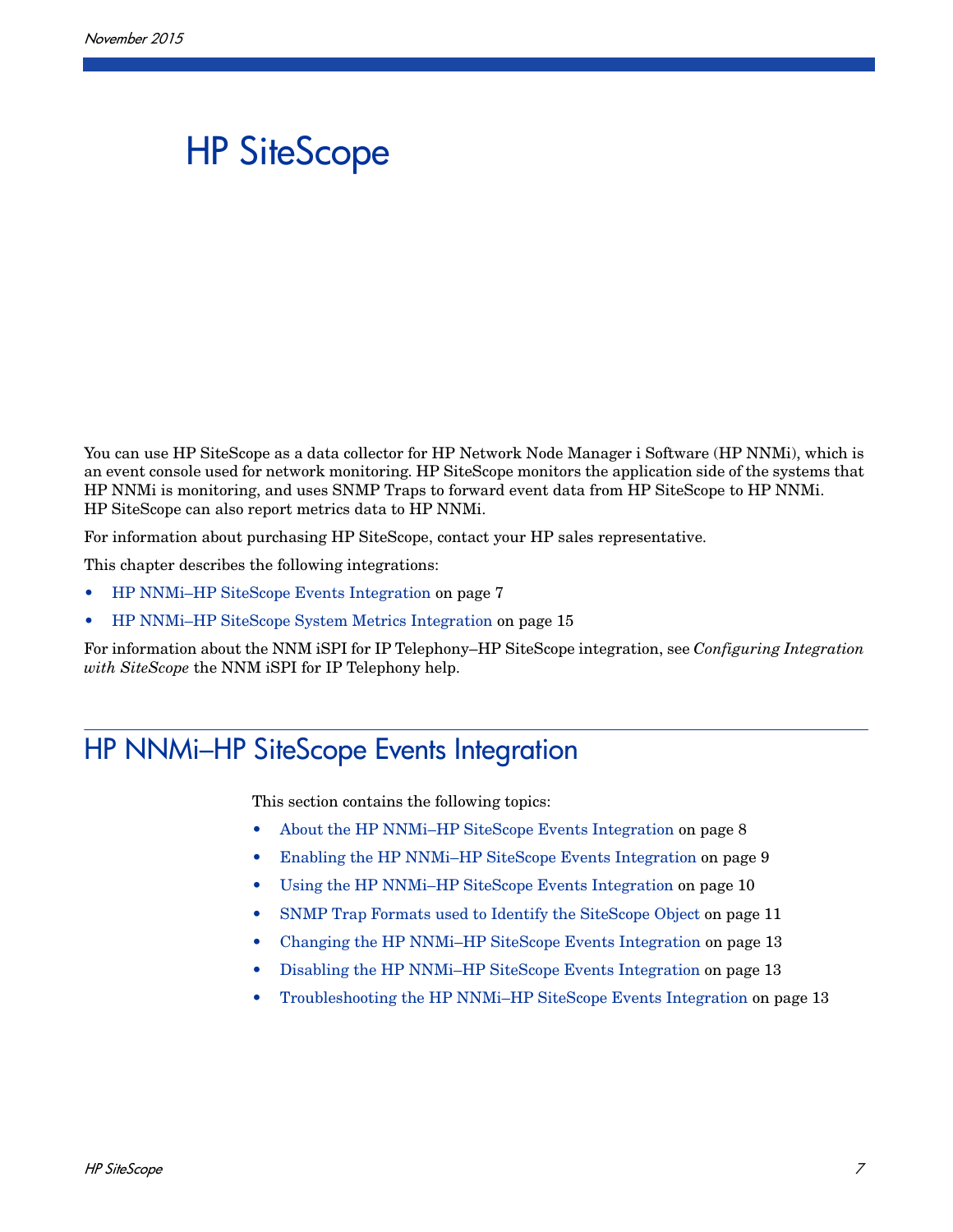# HP SiteScope

You can use HP SiteScope as a data collector for HP Network Node Manager i Software (HP NNMi), which is an event console used for network monitoring. HP SiteScope monitors the application side of the systems that HP NNMi is monitoring, and uses SNMP Traps to forward event data from HP SiteScope to HP NNMi. HP SiteScope can also report metrics data to HP NNMi.

For information about purchasing HP SiteScope, contact your HP sales representative.

This chapter describes the following integrations:

- HP NNMi–HP SiteScope Events Integration on page 7
- HP NNMi–HP SiteScope System Metrics Integration on page 15

For information about the NNM iSPI for IP Telephony–HP SiteScope integration, see *Configuring Integration with SiteScope* the NNM iSPI for IP Telephony help.

## HP NNMi–HP SiteScope Events Integration

This section contains the following topics:

- About the HP NNMi–HP SiteScope Events Integration on page 8
- Enabling the HP NNMi–HP SiteScope Events Integration on page 9
- Using the HP NNMi–HP SiteScope Events Integration on page 10
- SNMP Trap Formats used to Identify the SiteScope Object on page 11
- Changing the HP NNMi–HP SiteScope Events Integration on page 13
- Disabling the HP NNMi–HP SiteScope Events Integration on page 13
- Troubleshooting the HP NNMi–HP SiteScope Events Integration on page 13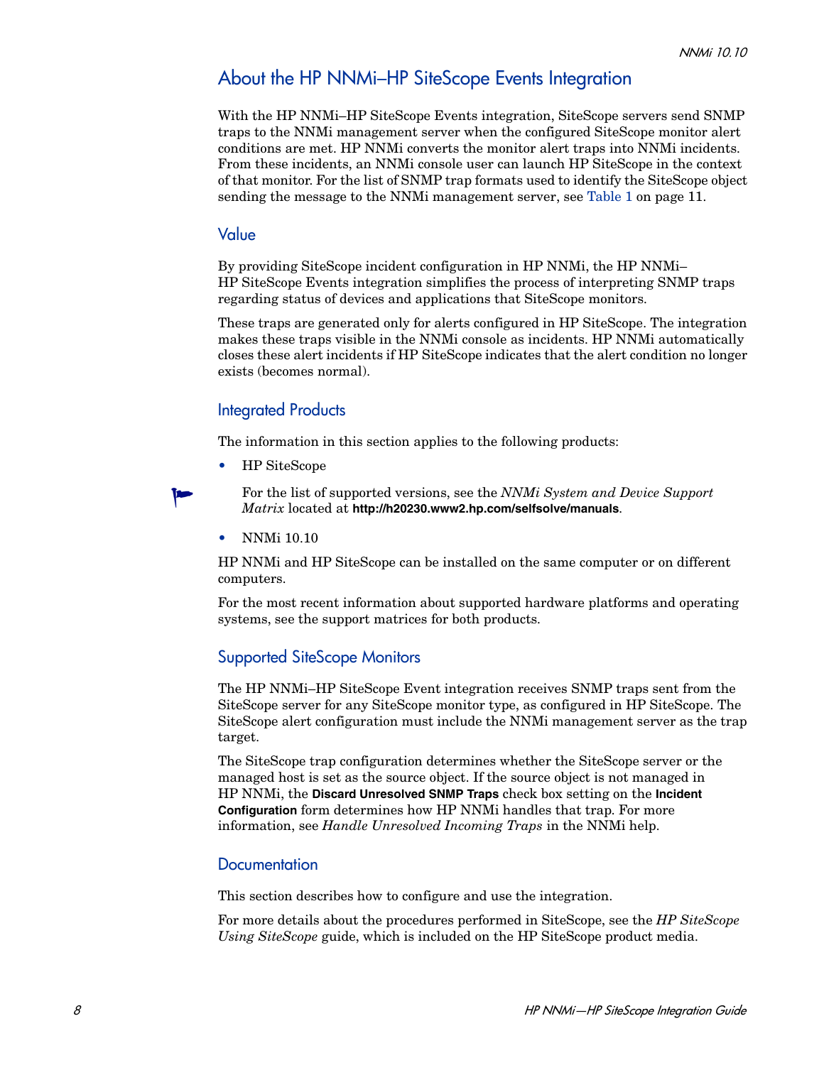## About the HP NNMi–HP SiteScope Events Integration

With the HP NNMi–HP SiteScope Events integration, SiteScope servers send SNMP traps to the NNMi management server when the configured SiteScope monitor alert conditions are met. HP NNMi converts the monitor alert traps into NNMi incidents. From these incidents, an NNMi console user can launch HP SiteScope in the context of that monitor. For the list of SNMP trap formats used to identify the SiteScope object sending the message to the NNMi management server, see Table 1 on page 11.

### Value

By providing SiteScope incident configuration in HP NNMi, the HP NNMi–HP SiteScope Events integration simplifies the process of interpreting SNMP traps regarding status of devices and applications that SiteScope monitors.

These traps are generated only for alerts configured in HP SiteScope. The integration makes these traps visible in the NNMi console as incidents. HP NNMi automatically closes these alert incidents if HP SiteScope indicates that the alert condition no longer exists (becomes normal).

### Integrated Products

The information in this section applies to the following products:

- HP SiteScope

  For the list of supported versions, see the *NNMi System and Device Support Matrix* located at **http://h20230.www2.hp.com/selfsolve/manuals**.

- NNMi 10.10

HP NNMi and HP SiteScope can be installed on the same computer or on different computers.

For the most recent information about supported hardware platforms and operating systems, see the support matrices for both products.

### Supported SiteScope Monitors

The HP NNMi–HP SiteScope Event integration receives SNMP traps sent from the SiteScope server for any SiteScope monitor type, as configured in HP SiteScope. The SiteScope alert configuration must include the NNMi management server as the trap target.

The SiteScope trap configuration determines whether the SiteScope server or the managed host is set as the source object. If the source object is not managed in HP NNMi, the **Discard Unresolved SNMP Traps** check box setting on the **Incident Configuration** form determines how HP NNMi handles that trap. For more information, see *Handle Unresolved Incoming Traps* in the NNMi help.

### Documentation

This section describes how to configure and use the integration.

For more details about the procedures performed in SiteScope, see the *HP SiteScope Using SiteScope* guide, which is included on the HP SiteScope product media.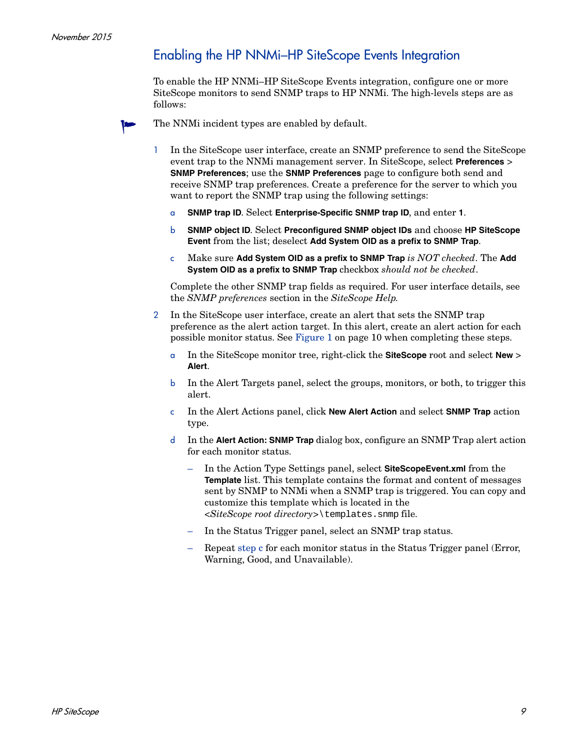## Enabling the HP NNMi–HP SiteScope Events Integration

To enable the HP NNMi–HP SiteScope Events integration, configure one or more SiteScope monitors to send SNMP traps to HP NNMi. The high-levels steps are as follows:

> The NNMi incident types are enabled by default.

1. In the SiteScope user interface, create an SNMP preference to send the SiteScope event trap to the NNMi management server. In SiteScope, select **Preferences** > **SNMP Preferences**; use the **SNMP Preferences** page to configure both send and receive SNMP trap preferences. Create a preference for the server to which you want to report the SNMP trap using the following settings:

   a. **SNMP trap ID**. Select **Enterprise-Specific SNMP trap ID**, and enter **1**.

   b. **SNMP object ID**. Select **Preconfigured SNMP object IDs** and choose **HP SiteScope Event** from the list; deselect **Add System OID as a prefix to SNMP Trap**.

   c. Make sure **Add System OID as a prefix to SNMP Trap** *is NOT checked*. The **Add System OID as a prefix to SNMP Trap** checkbox *should not be checked*.

   Complete the other SNMP trap fields as required. For user interface details, see the *SNMP preferences* section in the *SiteScope Help.*

2. In the SiteScope user interface, create an alert that sets the SNMP trap preference as the alert action target. In this alert, create an alert action for each possible monitor status. See Figure 1 on page 10 when completing these steps.

   a. In the SiteScope monitor tree, right-click the **SiteScope** root and select **New** > **Alert**.

   b. In the Alert Targets panel, select the groups, monitors, or both, to trigger this alert.

   c. In the Alert Actions panel, click **New Alert Action** and select **SNMP Trap** action type.

   d. In the **Alert Action: SNMP Trap** dialog box, configure an SNMP Trap alert action for each monitor status.

      – In the Action Type Settings panel, select **SiteScopeEvent.xml** from the **Template** list. This template contains the format and content of messages sent by SNMP to NNMi when a SNMP trap is triggered. You can copy and customize this template which is located in the <*SiteScope root directory*>`\templates.snmp` file.

      – In the Status Trigger panel, select an SNMP trap status.

      – Repeat step c for each monitor status in the Status Trigger panel (Error, Warning, Good, and Unavailable).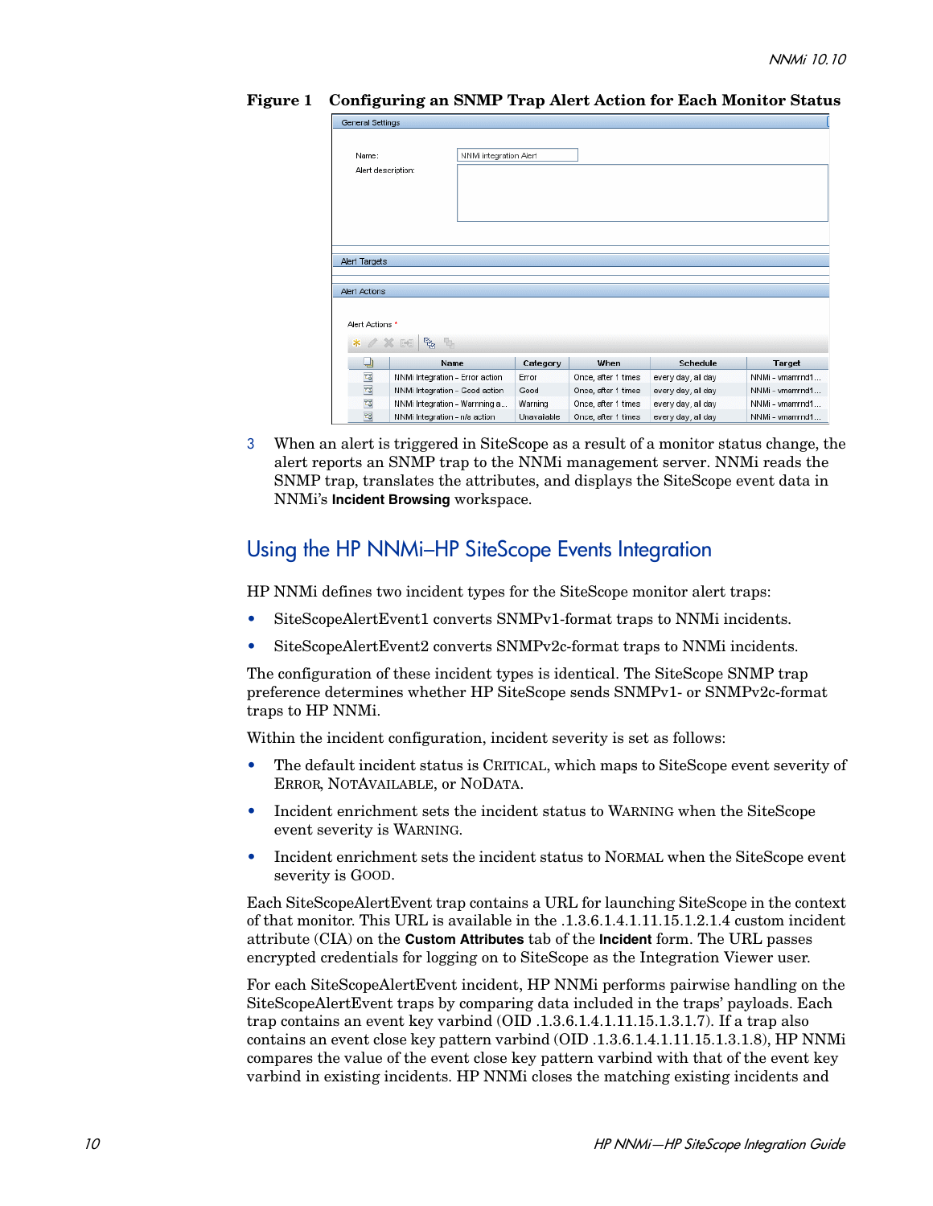**Figure 1 Configuring an SNMP Trap Alert Action for Each Monitor Status**

3 When an alert is triggered in SiteScope as a result of a monitor status change, the alert reports an SNMP trap to the NNMi management server. NNMi reads the SNMP trap, translates the attributes, and displays the SiteScope event data in NNMi's **Incident Browsing** workspace.

## Using the HP NNMi–HP SiteScope Events Integration

HP NNMi defines two incident types for the SiteScope monitor alert traps:

- SiteScopeAlertEvent1 converts SNMPv1-format traps to NNMi incidents.
- SiteScopeAlertEvent2 converts SNMPv2c-format traps to NNMi incidents.

The configuration of these incident types is identical. The SiteScope SNMP trap preference determines whether HP SiteScope sends SNMPv1- or SNMPv2c-format traps to HP NNMi.

Within the incident configuration, incident severity is set as follows:

- The default incident status is CRITICAL, which maps to SiteScope event severity of ERROR, NOTAVAILABLE, or NODATA.
- Incident enrichment sets the incident status to WARNING when the SiteScope event severity is WARNING.
- Incident enrichment sets the incident status to NORMAL when the SiteScope event severity is GOOD.

Each SiteScopeAlertEvent trap contains a URL for launching SiteScope in the context of that monitor. This URL is available in the .1.3.6.1.4.1.11.15.1.2.1.4 custom incident attribute (CIA) on the **Custom Attributes** tab of the **Incident** form. The URL passes encrypted credentials for logging on to SiteScope as the Integration Viewer user.

For each SiteScopeAlertEvent incident, HP NNMi performs pairwise handling on the SiteScopeAlertEvent traps by comparing data included in the traps' payloads. Each trap contains an event key varbind (OID .1.3.6.1.4.1.11.15.1.3.1.7). If a trap also contains an event close key pattern varbind (OID .1.3.6.1.4.1.11.15.1.3.1.8), HP NNMi compares the value of the event close key pattern varbind with that of the event key varbind in existing incidents. HP NNMi closes the matching existing incidents and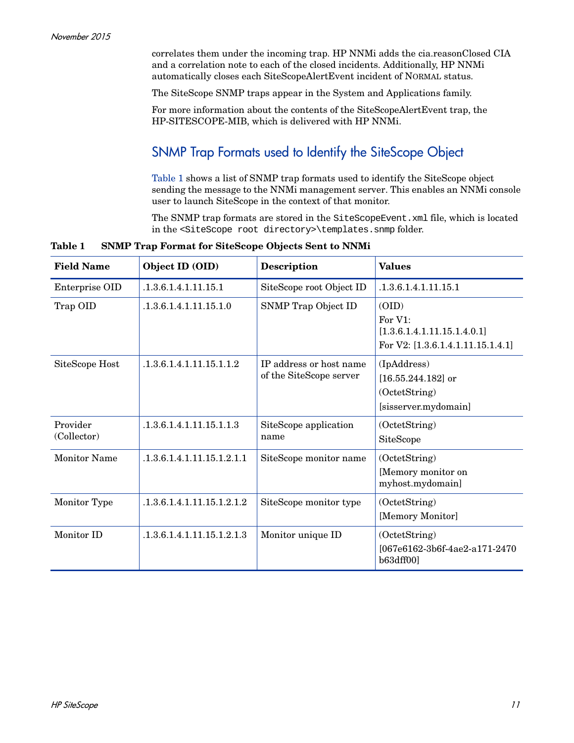correlates them under the incoming trap. HP NNMi adds the cia.reasonClosed CIA and a correlation note to each of the closed incidents. Additionally, HP NNMi automatically closes each SiteScopeAlertEvent incident of NORMAL status.

The SiteScope SNMP traps appear in the System and Applications family.

For more information about the contents of the SiteScopeAlertEvent trap, the HP-SITESCOPE-MIB, which is delivered with HP NNMi.

## SNMP Trap Formats used to Identify the SiteScope Object

Table 1 shows a list of SNMP trap formats used to identify the SiteScope object sending the message to the NNMi management server. This enables an NNMi console user to launch SiteScope in the context of that monitor.

The SNMP trap formats are stored in the `SiteScopeEvent.xml` file, which is located in the `<SiteScope root directory>\templates.snmp` folder.

**Table 1 SNMP Trap Format for SiteScope Objects Sent to NNMi**

| Field Name | Object ID (OID) | Description | Values |
|---|---|---|---|
| Enterprise OID | .1.3.6.1.4.1.11.15.1 | SiteScope root Object ID | .1.3.6.1.4.1.11.15.1 |
| Trap OID | .1.3.6.1.4.1.11.15.1.0 | SNMP Trap Object ID | (OID)<br>For V1: [1.3.6.1.4.1.11.15.1.4.0.1]<br>For V2: [1.3.6.1.4.1.11.15.1.4.1] |
| SiteScope Host | .1.3.6.1.4.1.11.15.1.1.2 | IP address or host name of the SiteScope server | (IpAddress)<br>[16.55.244.182] or<br>(OctetString)<br>[sisserver.mydomain] |
| Provider (Collector) | .1.3.6.1.4.1.11.15.1.1.3 | SiteScope application name | (OctetString)<br>SiteScope |
| Monitor Name | .1.3.6.1.4.1.11.15.1.2.1.1 | SiteScope monitor name | (OctetString)<br>[Memory monitor on myhost.mydomain] |
| Monitor Type | .1.3.6.1.4.1.11.15.1.2.1.2 | SiteScope monitor type | (OctetString)<br>[Memory Monitor] |
| Monitor ID | .1.3.6.1.4.1.11.15.1.2.1.3 | Monitor unique ID | (OctetString)<br>[067e6162-3b6f-4ae2-a171-2470b63dff00] |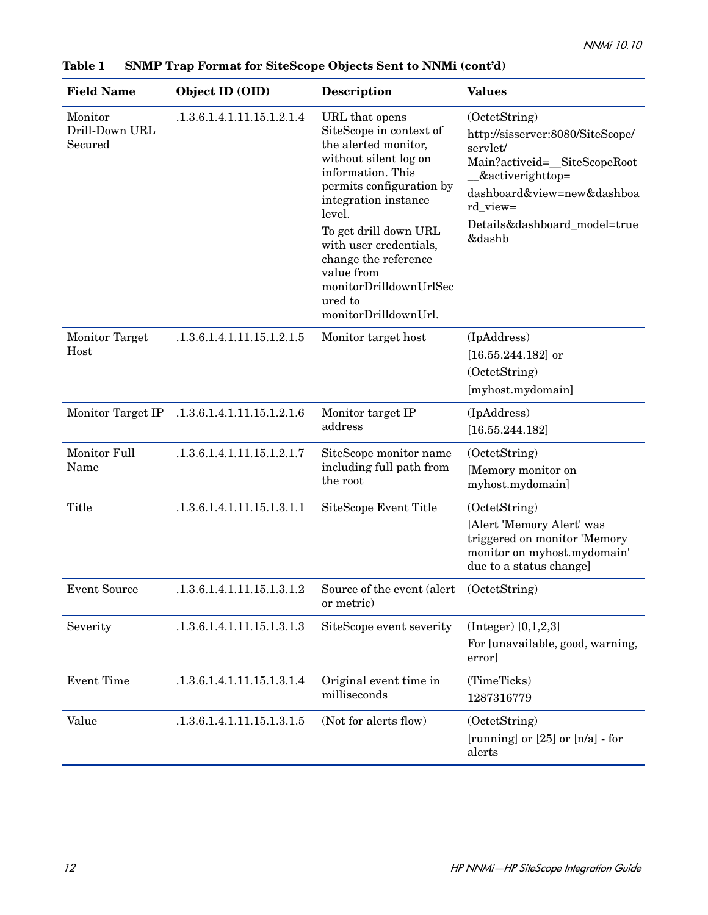**Table 1 SNMP Trap Format for SiteScope Objects Sent to NNMi (cont'd)**

| Field Name | Object ID (OID) | Description | Values |
|---|---|---|---|
| Monitor Drill-Down URL Secured | .1.3.6.1.4.1.11.15.1.2.1.4 | URL that opens SiteScope in context of the alerted monitor, without silent log on information. This permits configuration by integration instance level. To get drill down URL with user credentials, change the reference value from monitorDrilldownUrlSecured to monitorDrilldownUrl. | (OctetString) http://sisserver:8080/SiteScope/servlet/Main?activeid=__SiteScopeRoot__&activerighttop=dashboard&view=new&dashboard_view=Details&dashboard_model=true&dashb |
| Monitor Target Host | .1.3.6.1.4.1.11.15.1.2.1.5 | Monitor target host | (IpAddress) [16.55.244.182] or (OctetString) [myhost.mydomain] |
| Monitor Target IP | .1.3.6.1.4.1.11.15.1.2.1.6 | Monitor target IP address | (IpAddress) [16.55.244.182] |
| Monitor Full Name | .1.3.6.1.4.1.11.15.1.2.1.7 | SiteScope monitor name including full path from the root | (OctetString) [Memory monitor on myhost.mydomain] |
| Title | .1.3.6.1.4.1.11.15.1.3.1.1 | SiteScope Event Title | (OctetString) [Alert 'Memory Alert' was triggered on monitor 'Memory monitor on myhost.mydomain' due to a status change] |
| Event Source | .1.3.6.1.4.1.11.15.1.3.1.2 | Source of the event (alert or metric) | (OctetString) |
| Severity | .1.3.6.1.4.1.11.15.1.3.1.3 | SiteScope event severity | (Integer) [0,1,2,3] For [unavailable, good, warning, error] |
| Event Time | .1.3.6.1.4.1.11.15.1.3.1.4 | Original event time in milliseconds | (TimeTicks) 1287316779 |
| Value | .1.3.6.1.4.1.11.15.1.3.1.5 | (Not for alerts flow) | (OctetString) [running] or [25] or [n/a] - for alerts |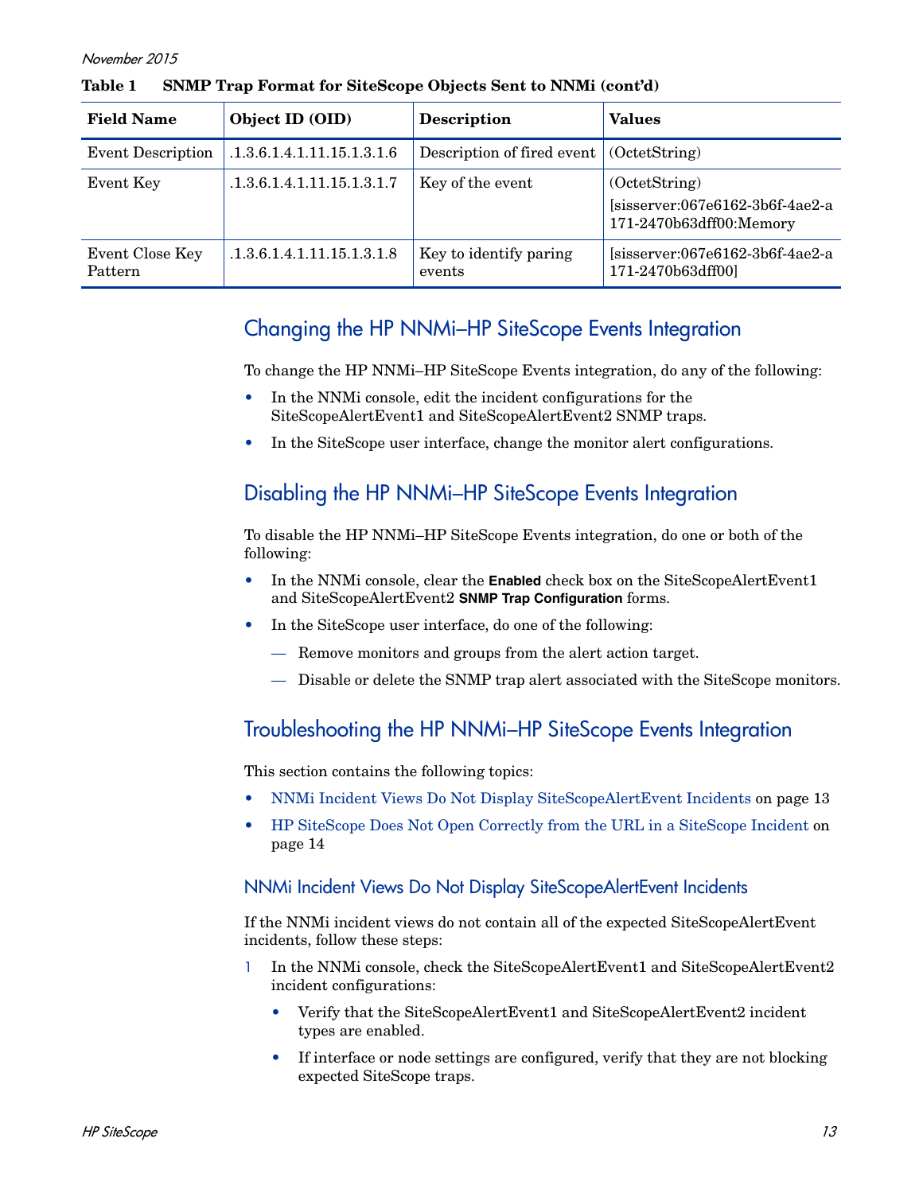**Table 1 SNMP Trap Format for SiteScope Objects Sent to NNMi (cont'd)**

| Field Name | Object ID (OID) | Description | Values |
|---|---|---|---|
| Event Description | .1.3.6.1.4.1.11.15.1.3.1.6 | Description of fired event | (OctetString) |
| Event Key | .1.3.6.1.4.1.11.15.1.3.1.7 | Key of the event | (OctetString) [sisserver:067e6162-3b6f-4ae2-a171-2470b63dff00:Memory |
| Event Close Key Pattern | .1.3.6.1.4.1.11.15.1.3.1.8 | Key to identify paring events | [sisserver:067e6162-3b6f-4ae2-a171-2470b63dff00] |

## Changing the HP NNMi–HP SiteScope Events Integration

To change the HP NNMi–HP SiteScope Events integration, do any of the following:

- In the NNMi console, edit the incident configurations for the SiteScopeAlertEvent1 and SiteScopeAlertEvent2 SNMP traps.
- In the SiteScope user interface, change the monitor alert configurations.

## Disabling the HP NNMi–HP SiteScope Events Integration

To disable the HP NNMi–HP SiteScope Events integration, do one or both of the following:

- In the NNMi console, clear the **Enabled** check box on the SiteScopeAlertEvent1 and SiteScopeAlertEvent2 **SNMP Trap Configuration** forms.
- In the SiteScope user interface, do one of the following:
  - Remove monitors and groups from the alert action target.
  - Disable or delete the SNMP trap alert associated with the SiteScope monitors.

## Troubleshooting the HP NNMi–HP SiteScope Events Integration

This section contains the following topics:

- NNMi Incident Views Do Not Display SiteScopeAlertEvent Incidents on page 13
- HP SiteScope Does Not Open Correctly from the URL in a SiteScope Incident on page 14

### NNMi Incident Views Do Not Display SiteScopeAlertEvent Incidents

If the NNMi incident views do not contain all of the expected SiteScopeAlertEvent incidents, follow these steps:

1. In the NNMi console, check the SiteScopeAlertEvent1 and SiteScopeAlertEvent2 incident configurations:
   - Verify that the SiteScopeAlertEvent1 and SiteScopeAlertEvent2 incident types are enabled.
   - If interface or node settings are configured, verify that they are not blocking expected SiteScope traps.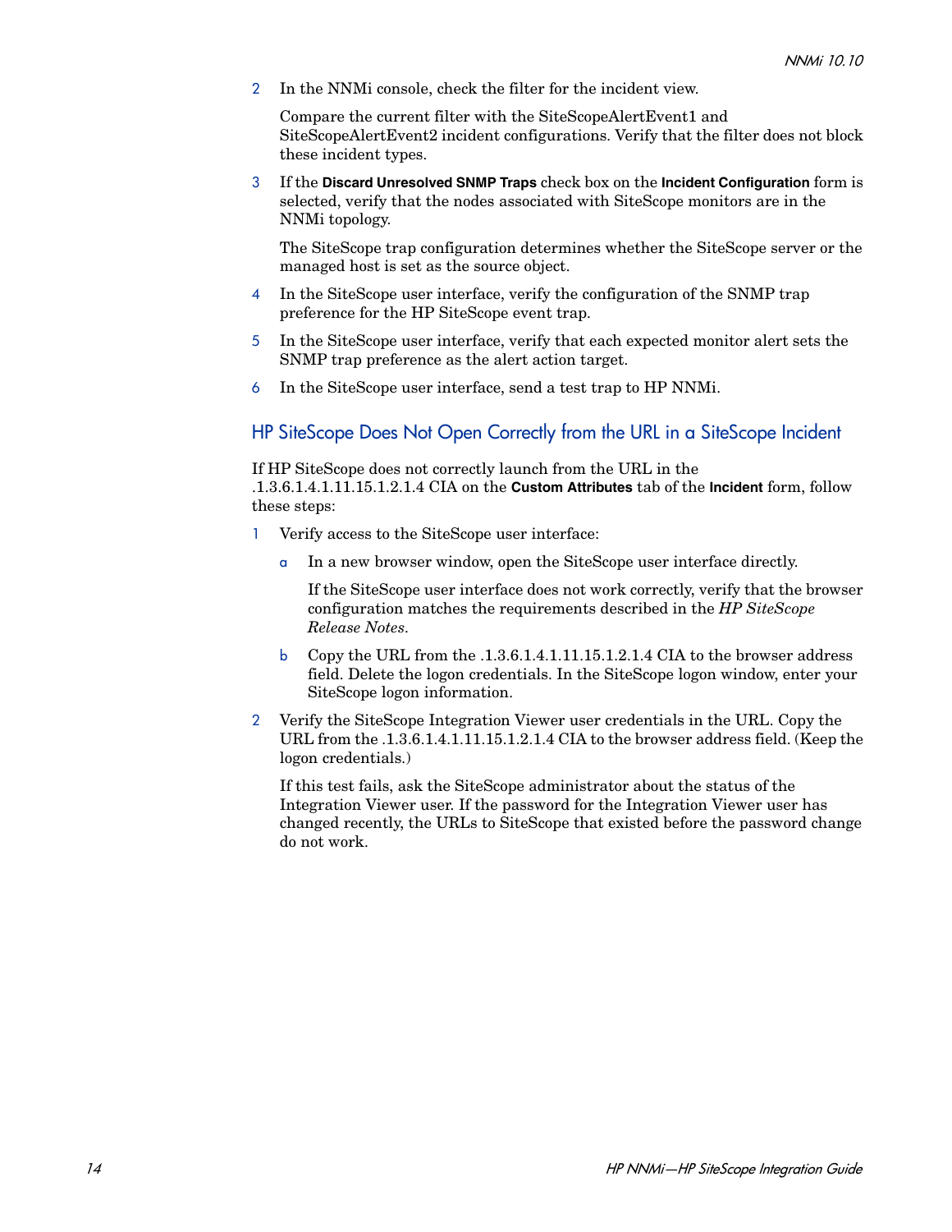2. In the NNMi console, check the filter for the incident view.

   Compare the current filter with the SiteScopeAlertEvent1 and SiteScopeAlertEvent2 incident configurations. Verify that the filter does not block these incident types.

3. If the **Discard Unresolved SNMP Traps** check box on the **Incident Configuration** form is selected, verify that the nodes associated with SiteScope monitors are in the NNMi topology.

   The SiteScope trap configuration determines whether the SiteScope server or the managed host is set as the source object.

4. In the SiteScope user interface, verify the configuration of the SNMP trap preference for the HP SiteScope event trap.

5. In the SiteScope user interface, verify that each expected monitor alert sets the SNMP trap preference as the alert action target.

6. In the SiteScope user interface, send a test trap to HP NNMi.

## HP SiteScope Does Not Open Correctly from the URL in a SiteScope Incident

If HP SiteScope does not correctly launch from the URL in the .1.3.6.1.4.1.11.15.1.2.1.4 CIA on the **Custom Attributes** tab of the **Incident** form, follow these steps:

1. Verify access to the SiteScope user interface:

   a. In a new browser window, open the SiteScope user interface directly.

      If the SiteScope user interface does not work correctly, verify that the browser configuration matches the requirements described in the *HP SiteScope Release Notes*.

   b. Copy the URL from the .1.3.6.1.4.1.11.15.1.2.1.4 CIA to the browser address field. Delete the logon credentials. In the SiteScope logon window, enter your SiteScope logon information.

2. Verify the SiteScope Integration Viewer user credentials in the URL. Copy the URL from the .1.3.6.1.4.1.11.15.1.2.1.4 CIA to the browser address field. (Keep the logon credentials.)

   If this test fails, ask the SiteScope administrator about the status of the Integration Viewer user. If the password for the Integration Viewer user has changed recently, the URLs to SiteScope that existed before the password change do not work.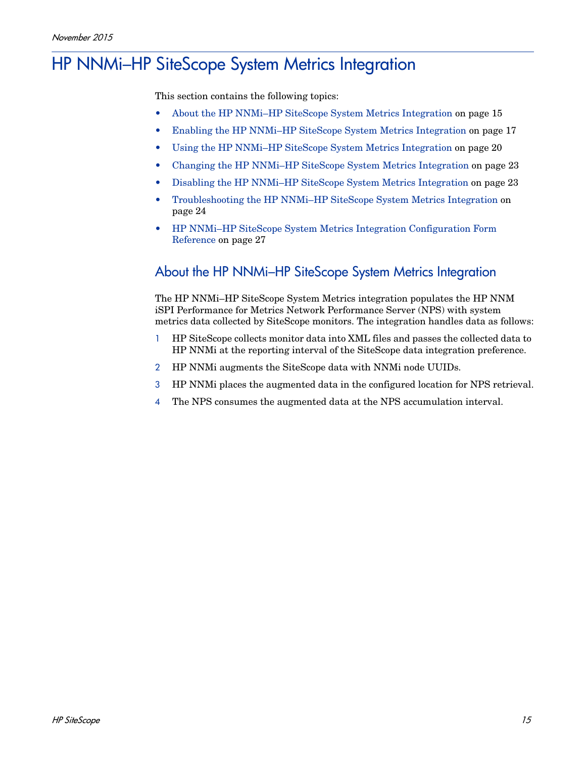# HP NNMi–HP SiteScope System Metrics Integration

This section contains the following topics:

- About the HP NNMi–HP SiteScope System Metrics Integration on page 15
- Enabling the HP NNMi–HP SiteScope System Metrics Integration on page 17
- Using the HP NNMi–HP SiteScope System Metrics Integration on page 20
- Changing the HP NNMi–HP SiteScope System Metrics Integration on page 23
- Disabling the HP NNMi–HP SiteScope System Metrics Integration on page 23
- Troubleshooting the HP NNMi–HP SiteScope System Metrics Integration on page 24
- HP NNMi–HP SiteScope System Metrics Integration Configuration Form Reference on page 27

## About the HP NNMi–HP SiteScope System Metrics Integration

The HP NNMi–HP SiteScope System Metrics integration populates the HP NNM iSPI Performance for Metrics Network Performance Server (NPS) with system metrics data collected by SiteScope monitors. The integration handles data as follows:

1. HP SiteScope collects monitor data into XML files and passes the collected data to HP NNMi at the reporting interval of the SiteScope data integration preference.
2. HP NNMi augments the SiteScope data with NNMi node UUIDs.
3. HP NNMi places the augmented data in the configured location for NPS retrieval.
4. The NPS consumes the augmented data at the NPS accumulation interval.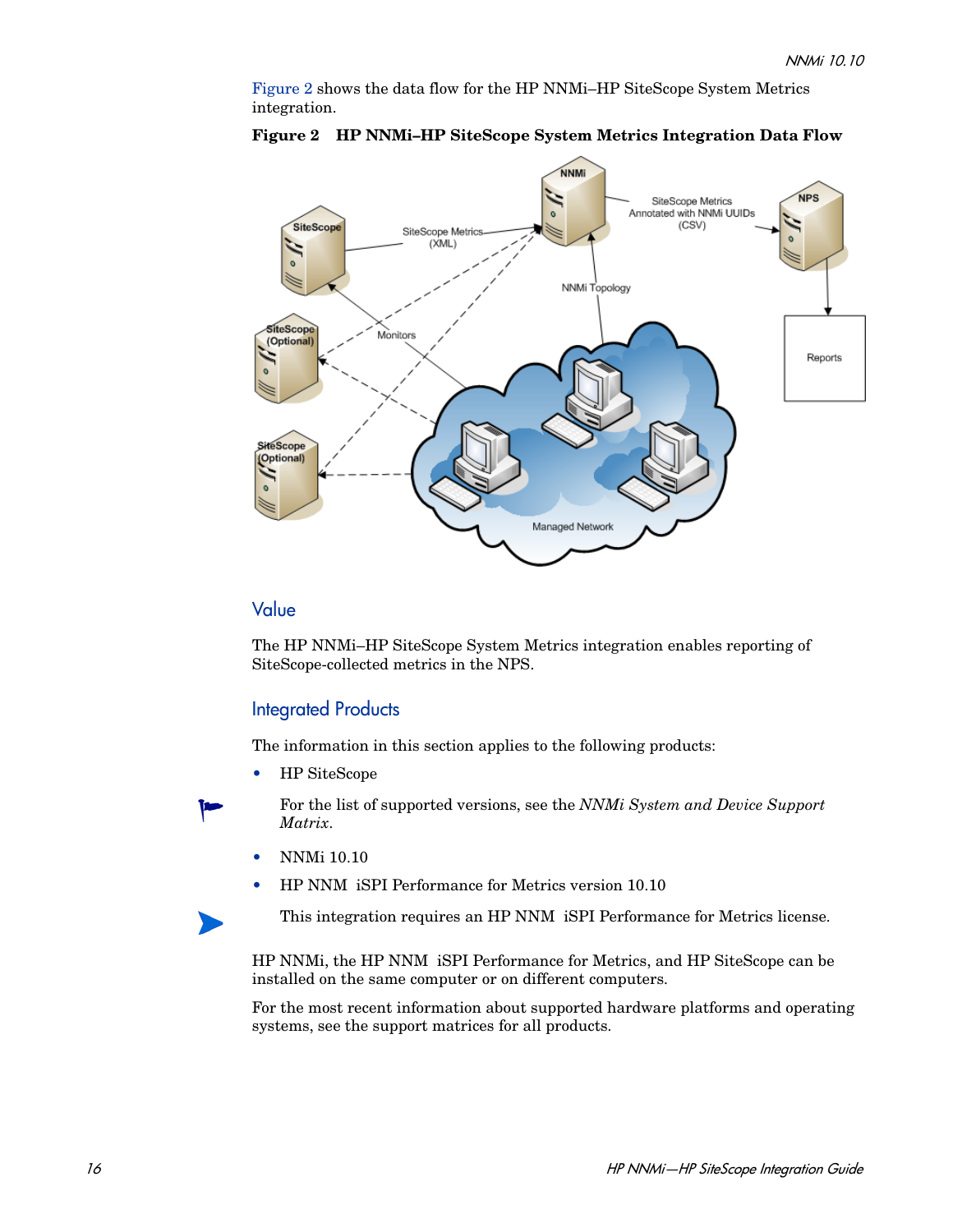Figure 2 shows the data flow for the HP NNMi–HP SiteScope System Metrics integration.

**Figure 2 HP NNMi–HP SiteScope System Metrics Integration Data Flow**

## Value

The HP NNMi–HP SiteScope System Metrics integration enables reporting of SiteScope-collected metrics in the NPS.

## Integrated Products

The information in this section applies to the following products:

- HP SiteScope

  For the list of supported versions, see the *NNMi System and Device Support Matrix*.

- NNMi 10.10
- HP NNM iSPI Performance for Metrics version 10.10

  This integration requires an HP NNM iSPI Performance for Metrics license.

HP NNMi, the HP NNM iSPI Performance for Metrics, and HP SiteScope can be installed on the same computer or on different computers.

For the most recent information about supported hardware platforms and operating systems, see the support matrices for all products.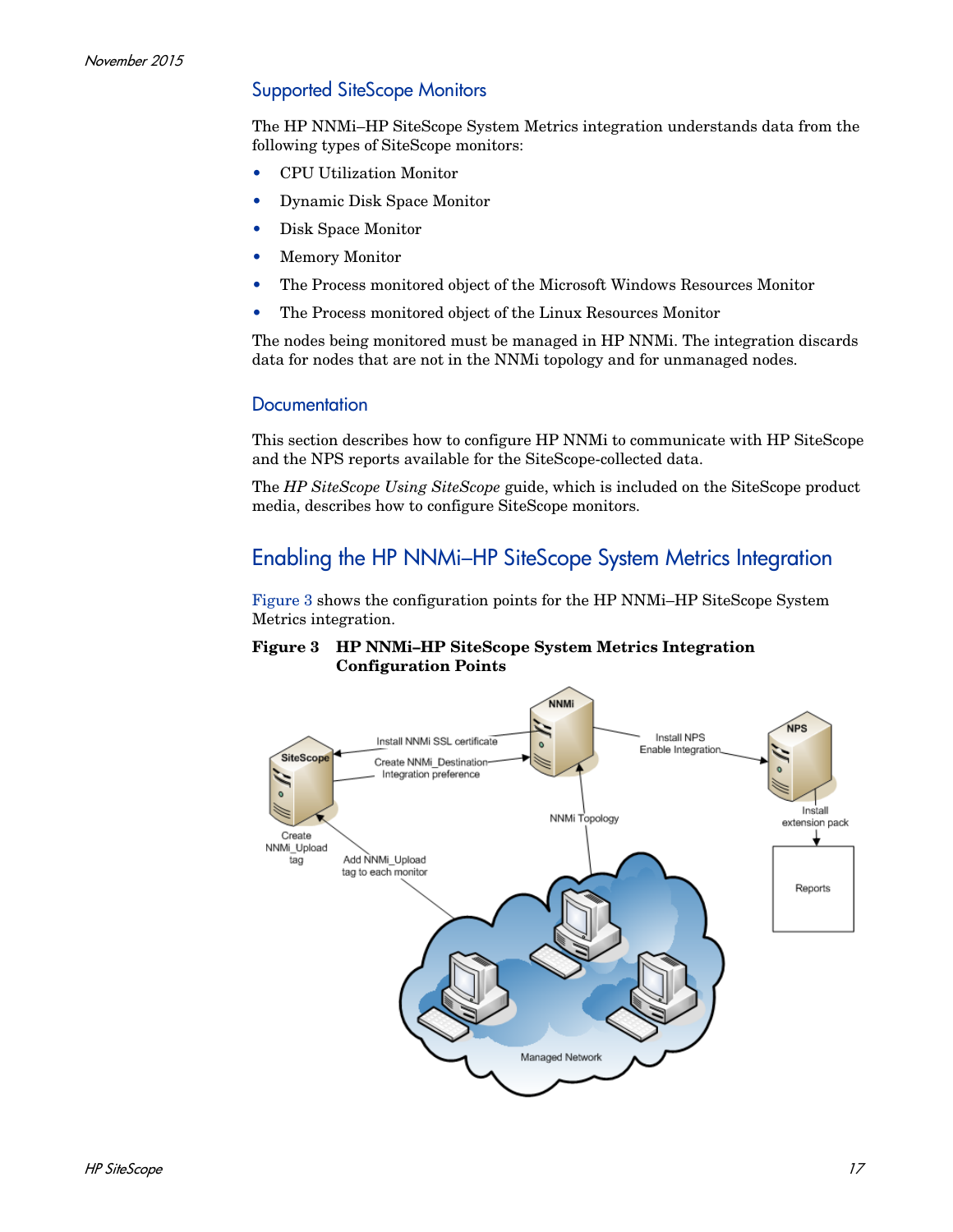## Supported SiteScope Monitors

The HP NNMi–HP SiteScope System Metrics integration understands data from the following types of SiteScope monitors:

- CPU Utilization Monitor
- Dynamic Disk Space Monitor
- Disk Space Monitor
- Memory Monitor
- The Process monitored object of the Microsoft Windows Resources Monitor
- The Process monitored object of the Linux Resources Monitor

The nodes being monitored must be managed in HP NNMi. The integration discards data for nodes that are not in the NNMi topology and for unmanaged nodes.

## Documentation

This section describes how to configure HP NNMi to communicate with HP SiteScope and the NPS reports available for the SiteScope-collected data.

The *HP SiteScope Using SiteScope* guide, which is included on the SiteScope product media, describes how to configure SiteScope monitors.

# Enabling the HP NNMi–HP SiteScope System Metrics Integration

Figure 3 shows the configuration points for the HP NNMi–HP SiteScope System Metrics integration.

**Figure 3 HP NNMi–HP SiteScope System Metrics Integration Configuration Points**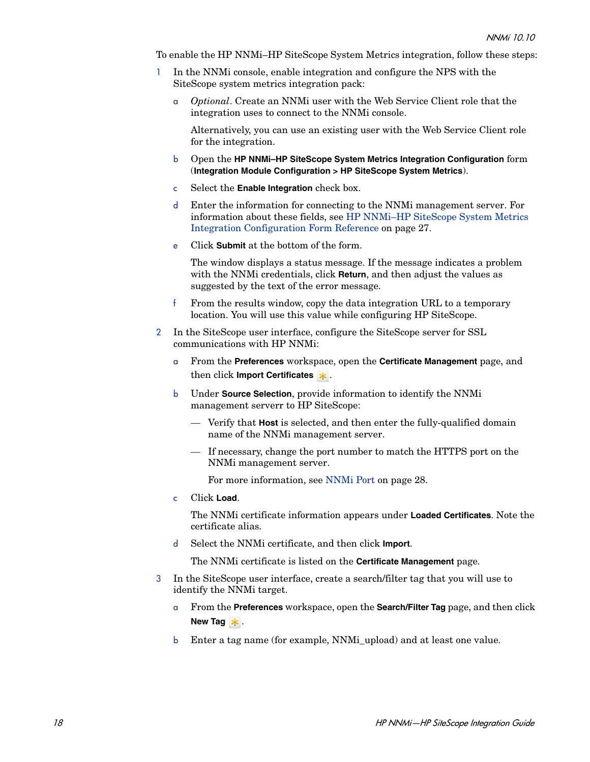To enable the HP NNMi–HP SiteScope System Metrics integration, follow these steps:

1. In the NNMi console, enable integration and configure the NPS with the SiteScope system metrics integration pack:

   a. *Optional*. Create an NNMi user with the Web Service Client role that the integration uses to connect to the NNMi console.

      Alternatively, you can use an existing user with the Web Service Client role for the integration.

   b. Open the **HP NNMi–HP SiteScope System Metrics Integration Configuration** form (**Integration Module Configuration > HP SiteScope System Metrics**).

   c. Select the **Enable Integration** check box.

   d. Enter the information for connecting to the NNMi management server. For information about these fields, see HP NNMi–HP SiteScope System Metrics Integration Configuration Form Reference on page 27.

   e. Click **Submit** at the bottom of the form.

      The window displays a status message. If the message indicates a problem with the NNMi credentials, click **Return**, and then adjust the values as suggested by the text of the error message.

   f. From the results window, copy the data integration URL to a temporary location. You will use this value while configuring HP SiteScope.

2. In the SiteScope user interface, configure the SiteScope server for SSL communications with HP NNMi:

   a. From the **Preferences** workspace, open the **Certificate Management** page, and then click **Import Certificates** .

   b. Under **Source Selection**, provide information to identify the NNMi management serverr to HP SiteScope:

      — Verify that **Host** is selected, and then enter the fully-qualified domain name of the NNMi management server.

      — If necessary, change the port number to match the HTTPS port on the NNMi management server.

      For more information, see NNMi Port on page 28.

   c. Click **Load**.

      The NNMi certificate information appears under **Loaded Certificates**. Note the certificate alias.

   d. Select the NNMi certificate, and then click **Import**.

      The NNMi certificate is listed on the **Certificate Management** page.

3. In the SiteScope user interface, create a search/filter tag that you will use to identify the NNMi target.

   a. From the **Preferences** workspace, open the **Search/Filter Tag** page, and then click **New Tag** .

   b. Enter a tag name (for example, NNMi_upload) and at least one value.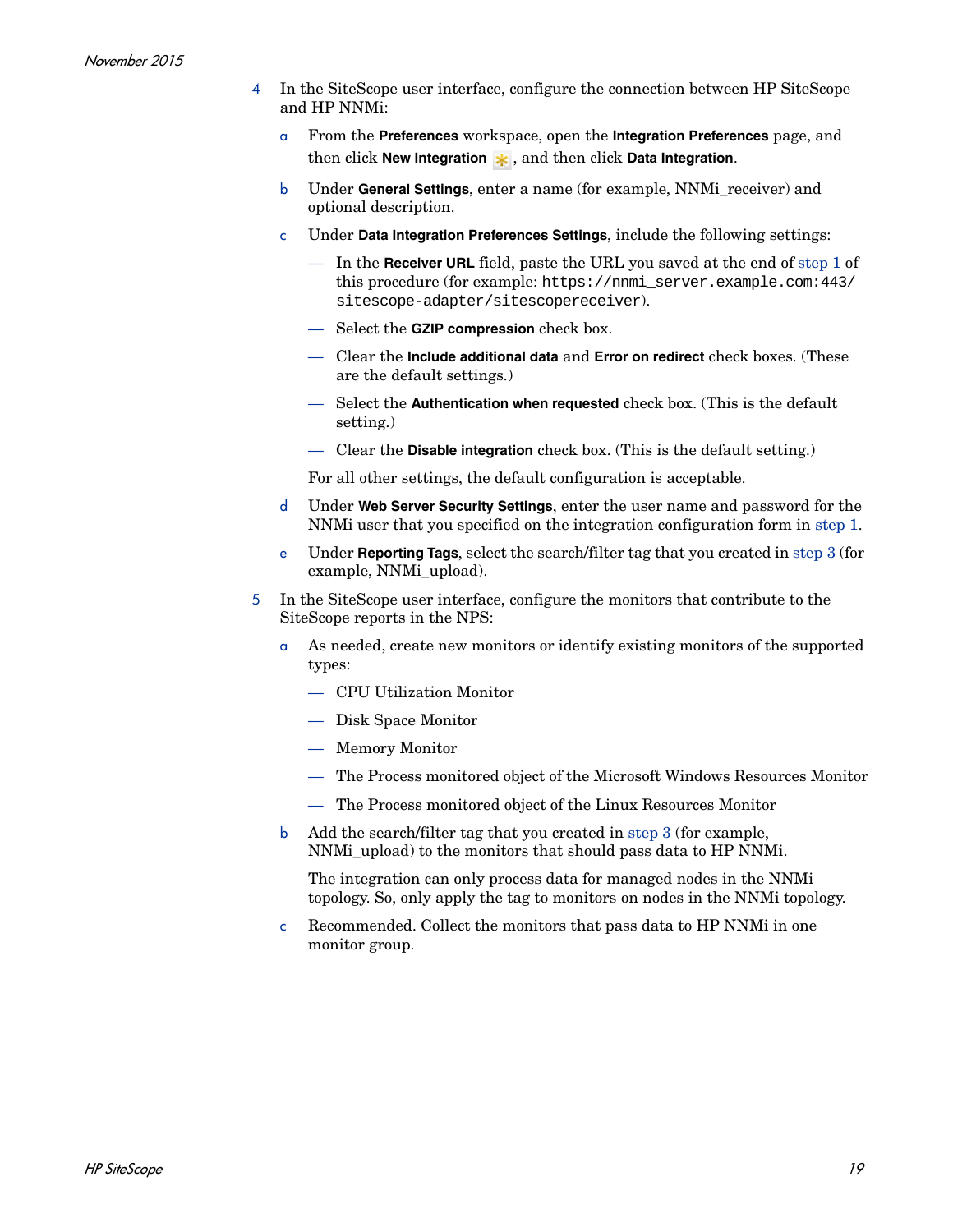4. In the SiteScope user interface, configure the connection between HP SiteScope and HP NNMi:

   a. From the **Preferences** workspace, open the **Integration Preferences** page, and then click **New Integration** , and then click **Data Integration**.

   b. Under **General Settings**, enter a name (for example, NNMi_receiver) and optional description.

   c. Under **Data Integration Preferences Settings**, include the following settings:

      — In the **Receiver URL** field, paste the URL you saved at the end of step 1 of this procedure (for example: `https://nnmi_server.example.com:443/sitescope-adapter/sitescopereceiver`).

      — Select the **GZIP compression** check box.

      — Clear the **Include additional data** and **Error on redirect** check boxes. (These are the default settings.)

      — Select the **Authentication when requested** check box. (This is the default setting.)

      — Clear the **Disable integration** check box. (This is the default setting.)

      For all other settings, the default configuration is acceptable.

   d. Under **Web Server Security Settings**, enter the user name and password for the NNMi user that you specified on the integration configuration form in step 1.

   e. Under **Reporting Tags**, select the search/filter tag that you created in step 3 (for example, NNMi_upload).

5. In the SiteScope user interface, configure the monitors that contribute to the SiteScope reports in the NPS:

   a. As needed, create new monitors or identify existing monitors of the supported types:

      — CPU Utilization Monitor

      — Disk Space Monitor

      — Memory Monitor

      — The Process monitored object of the Microsoft Windows Resources Monitor

      — The Process monitored object of the Linux Resources Monitor

   b. Add the search/filter tag that you created in step 3 (for example, NNMi_upload) to the monitors that should pass data to HP NNMi.

      The integration can only process data for managed nodes in the NNMi topology. So, only apply the tag to monitors on nodes in the NNMi topology.

   c. Recommended. Collect the monitors that pass data to HP NNMi in one monitor group.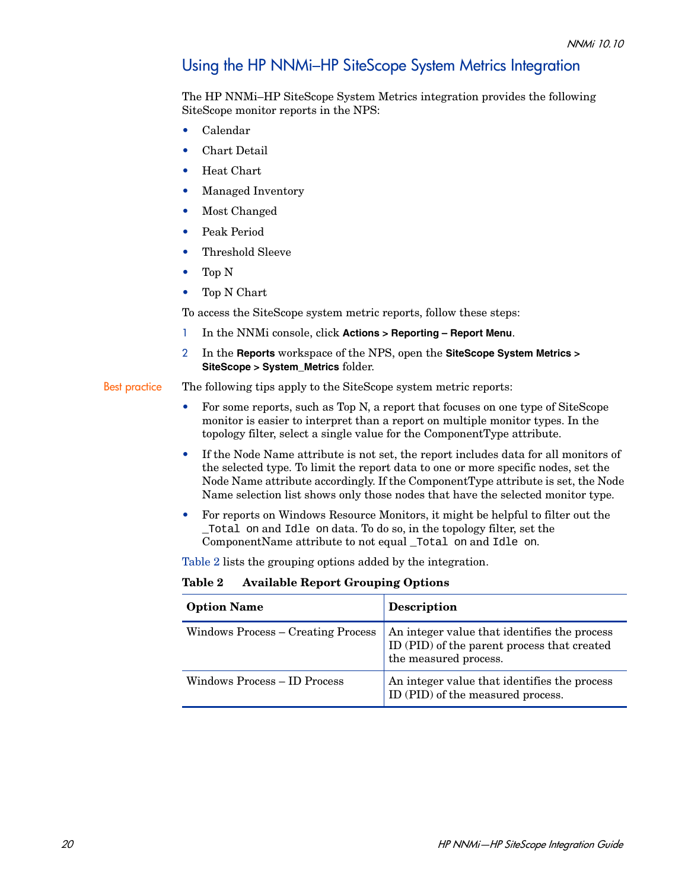## Using the HP NNMi–HP SiteScope System Metrics Integration

The HP NNMi–HP SiteScope System Metrics integration provides the following SiteScope monitor reports in the NPS:

- Calendar
- Chart Detail
- Heat Chart
- Managed Inventory
- Most Changed
- Peak Period
- Threshold Sleeve
- Top N
- Top N Chart

To access the SiteScope system metric reports, follow these steps:

1. In the NNMi console, click **Actions > Reporting – Report Menu**.
2. In the **Reports** workspace of the NPS, open the **SiteScope System Metrics > SiteScope > System_Metrics** folder.

Best practice

The following tips apply to the SiteScope system metric reports:

- For some reports, such as Top N, a report that focuses on one type of SiteScope monitor is easier to interpret than a report on multiple monitor types. In the topology filter, select a single value for the ComponentType attribute.
- If the Node Name attribute is not set, the report includes data for all monitors of the selected type. To limit the report data to one or more specific nodes, set the Node Name attribute accordingly. If the ComponentType attribute is set, the Node Name selection list shows only those nodes that have the selected monitor type.
- For reports on Windows Resource Monitors, it might be helpful to filter out the `_Total on` and `Idle on` data. To do so, in the topology filter, set the ComponentName attribute to not equal `_Total on` and `Idle on`.

Table 2 lists the grouping options added by the integration.

**Table 2 Available Report Grouping Options**

| Option Name | Description |
|---|---|
| Windows Process – Creating Process | An integer value that identifies the process ID (PID) of the parent process that created the measured process. |
| Windows Process – ID Process | An integer value that identifies the process ID (PID) of the measured process. |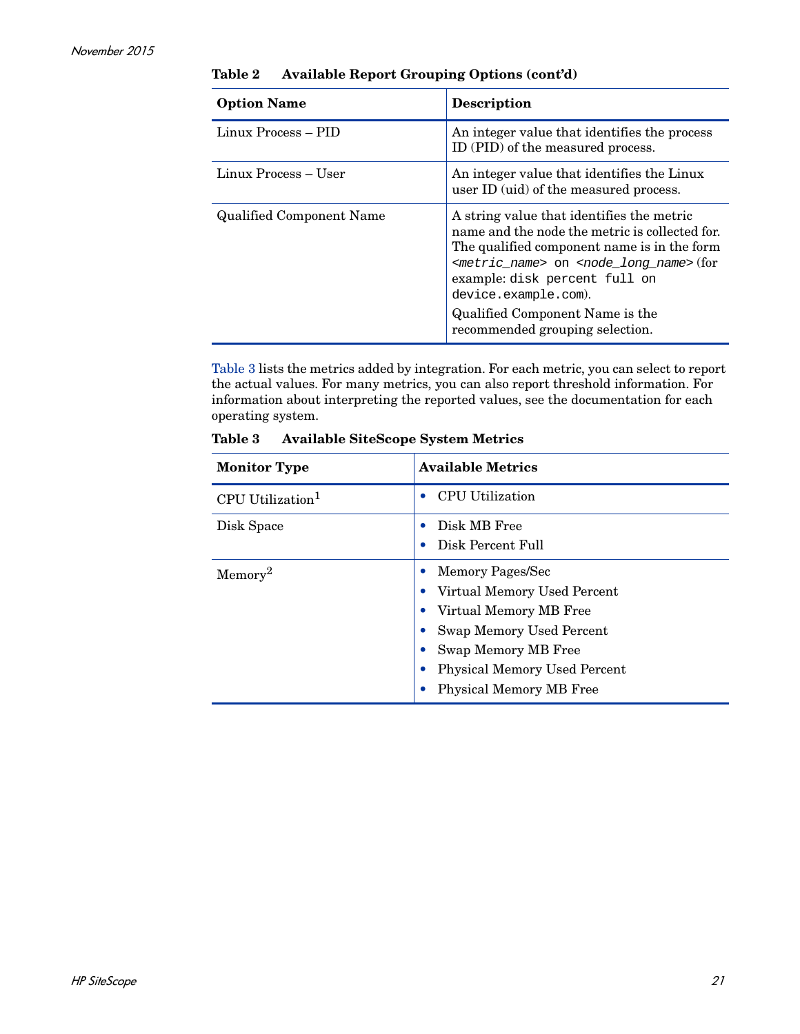**Table 2 Available Report Grouping Options (cont'd)**

| Option Name | Description |
|---|---|
| Linux Process – PID | An integer value that identifies the process ID (PID) of the measured process. |
| Linux Process – User | An integer value that identifies the Linux user ID (uid) of the measured process. |
| Qualified Component Name | A string value that identifies the metric name and the node the metric is collected for. The qualified component name is in the form *<metric_name>* on *<node_long_name>* (for example: `disk percent full on device.example.com`). <br><br> Qualified Component Name is the recommended grouping selection. |

Table 3 lists the metrics added by integration. For each metric, you can select to report the actual values. For many metrics, you can also report threshold information. For information about interpreting the reported values, see the documentation for each operating system.

**Table 3 Available SiteScope System Metrics**

| Monitor Type | Available Metrics |
|---|---|
| CPU Utilization[1] | • CPU Utilization |
| Disk Space | • Disk MB Free <br> • Disk Percent Full |
| Memory[2] | • Memory Pages/Sec <br> • Virtual Memory Used Percent <br> • Virtual Memory MB Free <br> • Swap Memory Used Percent <br> • Swap Memory MB Free <br> • Physical Memory Used Percent <br> • Physical Memory MB Free |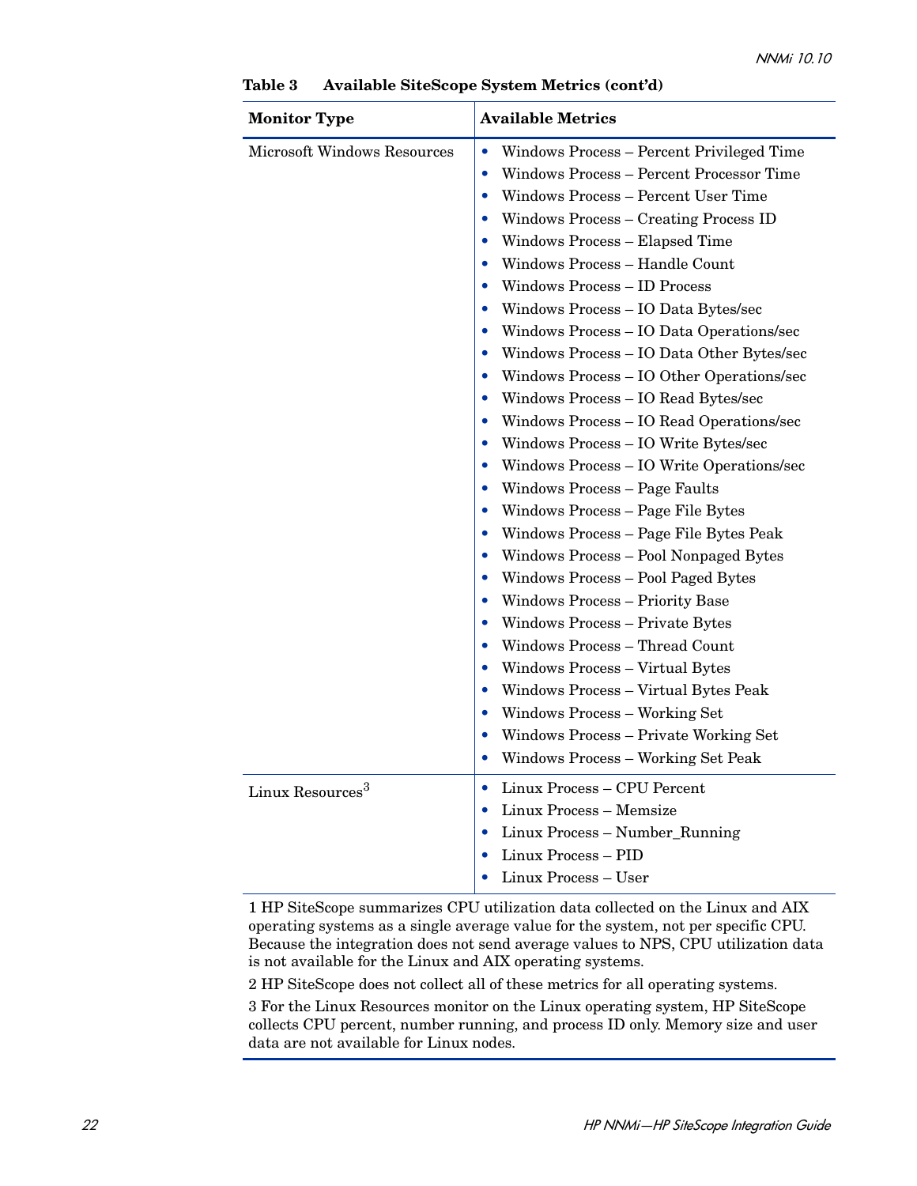**Table 3 Available SiteScope System Metrics (cont'd)**

| Monitor Type | Available Metrics |
|---|---|
| Microsoft Windows Resources | • Windows Process – Percent Privileged Time<br>• Windows Process – Percent Processor Time<br>• Windows Process – Percent User Time<br>• Windows Process – Creating Process ID<br>• Windows Process – Elapsed Time<br>• Windows Process – Handle Count<br>• Windows Process – ID Process<br>• Windows Process – IO Data Bytes/sec<br>• Windows Process – IO Data Operations/sec<br>• Windows Process – IO Data Other Bytes/sec<br>• Windows Process – IO Other Operations/sec<br>• Windows Process – IO Read Bytes/sec<br>• Windows Process – IO Read Operations/sec<br>• Windows Process – IO Write Bytes/sec<br>• Windows Process – IO Write Operations/sec<br>• Windows Process – Page Faults<br>• Windows Process – Page File Bytes<br>• Windows Process – Page File Bytes Peak<br>• Windows Process – Pool Nonpaged Bytes<br>• Windows Process – Pool Paged Bytes<br>• Windows Process – Priority Base<br>• Windows Process – Private Bytes<br>• Windows Process – Thread Count<br>• Windows Process – Virtual Bytes<br>• Windows Process – Virtual Bytes Peak<br>• Windows Process – Working Set<br>• Windows Process – Private Working Set<br>• Windows Process – Working Set Peak |
| Linux Resources[3] | • Linux Process – CPU Percent<br>• Linux Process – Memsize<br>• Linux Process – Number_Running<br>• Linux Process – PID<br>• Linux Process – User |

1 HP SiteScope summarizes CPU utilization data collected on the Linux and AIX operating systems as a single average value for the system, not per specific CPU. Because the integration does not send average values to NPS, CPU utilization data is not available for the Linux and AIX operating systems.

2 HP SiteScope does not collect all of these metrics for all operating systems.

3 For the Linux Resources monitor on the Linux operating system, HP SiteScope collects CPU percent, number running, and process ID only. Memory size and user data are not available for Linux nodes.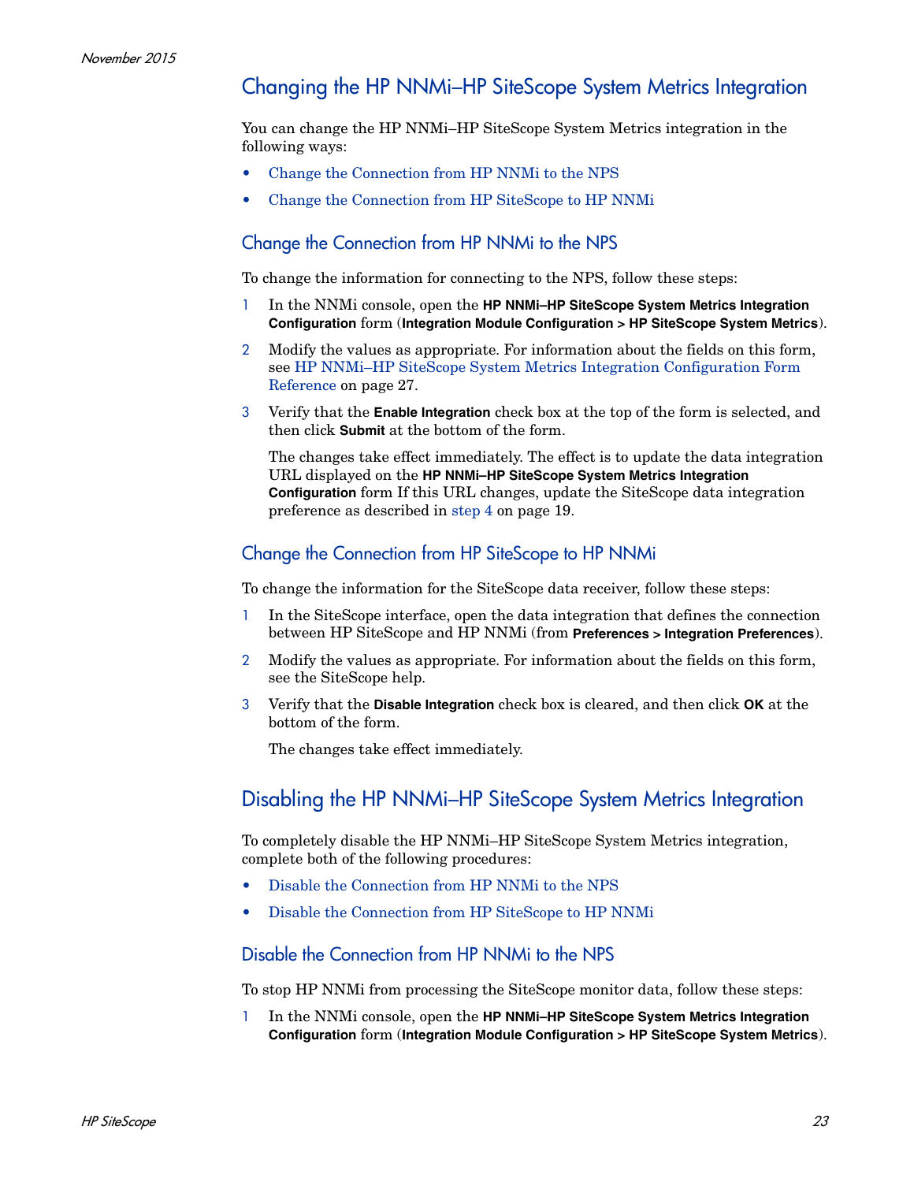## Changing the HP NNMi–HP SiteScope System Metrics Integration

You can change the HP NNMi–HP SiteScope System Metrics integration in the following ways:

- Change the Connection from HP NNMi to the NPS
- Change the Connection from HP SiteScope to HP NNMi

### Change the Connection from HP NNMi to the NPS

To change the information for connecting to the NPS, follow these steps:

1. In the NNMi console, open the **HP NNMi–HP SiteScope System Metrics Integration Configuration** form (**Integration Module Configuration > HP SiteScope System Metrics**).
2. Modify the values as appropriate. For information about the fields on this form, see HP NNMi–HP SiteScope System Metrics Integration Configuration Form Reference on page 27.
3. Verify that the **Enable Integration** check box at the top of the form is selected, and then click **Submit** at the bottom of the form.

   The changes take effect immediately. The effect is to update the data integration URL displayed on the **HP NNMi–HP SiteScope System Metrics Integration Configuration** form If this URL changes, update the SiteScope data integration preference as described in step 4 on page 19.

### Change the Connection from HP SiteScope to HP NNMi

To change the information for the SiteScope data receiver, follow these steps:

1. In the SiteScope interface, open the data integration that defines the connection between HP SiteScope and HP NNMi (from **Preferences > Integration Preferences**).
2. Modify the values as appropriate. For information about the fields on this form, see the SiteScope help.
3. Verify that the **Disable Integration** check box is cleared, and then click **OK** at the bottom of the form.

   The changes take effect immediately.

## Disabling the HP NNMi–HP SiteScope System Metrics Integration

To completely disable the HP NNMi–HP SiteScope System Metrics integration, complete both of the following procedures:

- Disable the Connection from HP NNMi to the NPS
- Disable the Connection from HP SiteScope to HP NNMi

### Disable the Connection from HP NNMi to the NPS

To stop HP NNMi from processing the SiteScope monitor data, follow these steps:

1. In the NNMi console, open the **HP NNMi–HP SiteScope System Metrics Integration Configuration** form (**Integration Module Configuration > HP SiteScope System Metrics**).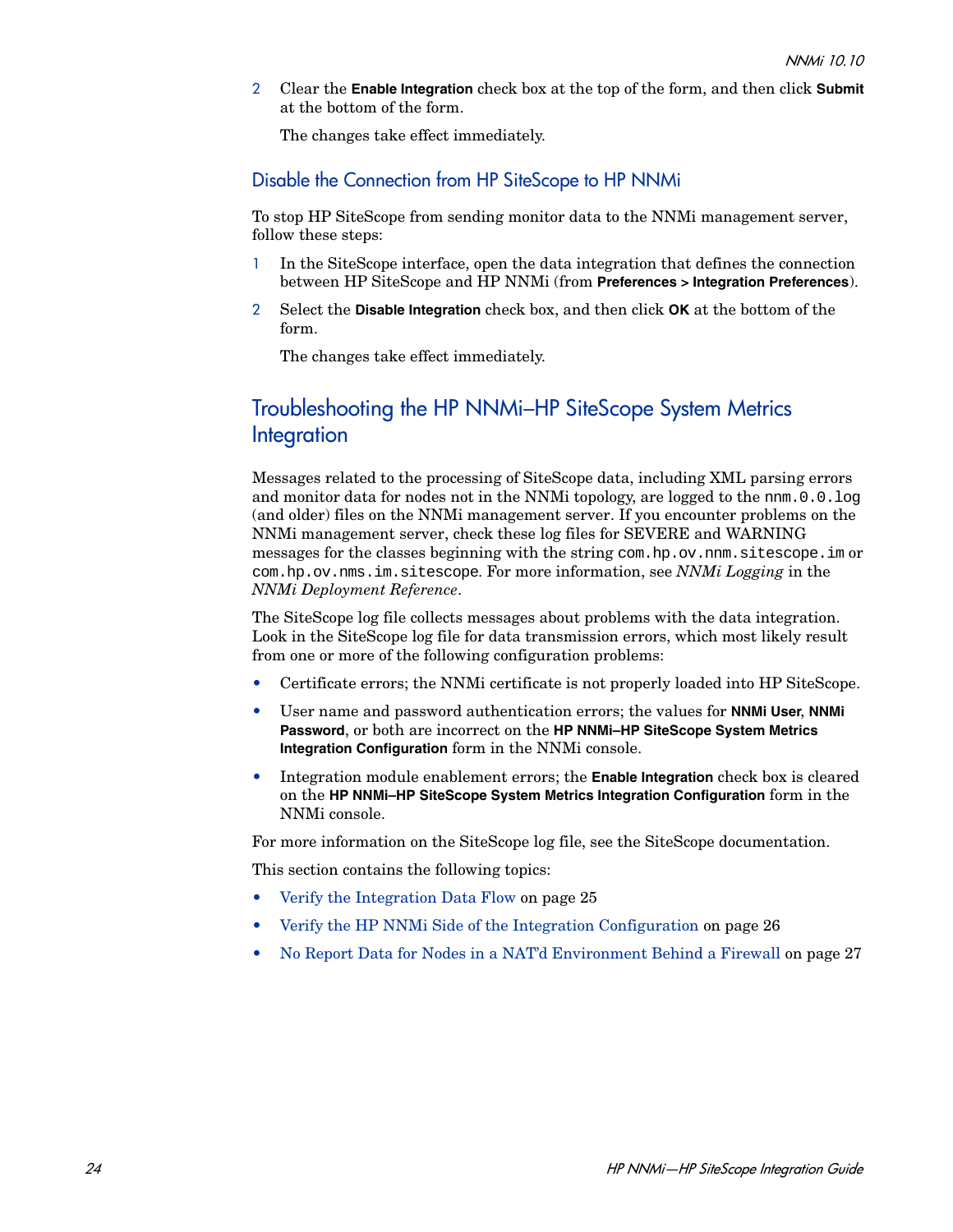2. Clear the **Enable Integration** check box at the top of the form, and then click **Submit** at the bottom of the form.

   The changes take effect immediately.

### Disable the Connection from HP SiteScope to HP NNMi

To stop HP SiteScope from sending monitor data to the NNMi management server, follow these steps:

1. In the SiteScope interface, open the data integration that defines the connection between HP SiteScope and HP NNMi (from **Preferences > Integration Preferences**).
2. Select the **Disable Integration** check box, and then click **OK** at the bottom of the form.

   The changes take effect immediately.

## Troubleshooting the HP NNMi–HP SiteScope System Metrics Integration

Messages related to the processing of SiteScope data, including XML parsing errors and monitor data for nodes not in the NNMi topology, are logged to the `nnm.0.0.log` (and older) files on the NNMi management server. If you encounter problems on the NNMi management server, check these log files for SEVERE and WARNING messages for the classes beginning with the string `com.hp.ov.nnm.sitescope.im` or `com.hp.ov.nms.im.sitescope`. For more information, see *NNMi Logging* in the *NNMi Deployment Reference*.

The SiteScope log file collects messages about problems with the data integration. Look in the SiteScope log file for data transmission errors, which most likely result from one or more of the following configuration problems:

- Certificate errors; the NNMi certificate is not properly loaded into HP SiteScope.
- User name and password authentication errors; the values for **NNMi User**, **NNMi Password**, or both are incorrect on the **HP NNMi–HP SiteScope System Metrics Integration Configuration** form in the NNMi console.
- Integration module enablement errors; the **Enable Integration** check box is cleared on the **HP NNMi–HP SiteScope System Metrics Integration Configuration** form in the NNMi console.

For more information on the SiteScope log file, see the SiteScope documentation.

This section contains the following topics:

- Verify the Integration Data Flow on page 25
- Verify the HP NNMi Side of the Integration Configuration on page 26
- No Report Data for Nodes in a NAT'd Environment Behind a Firewall on page 27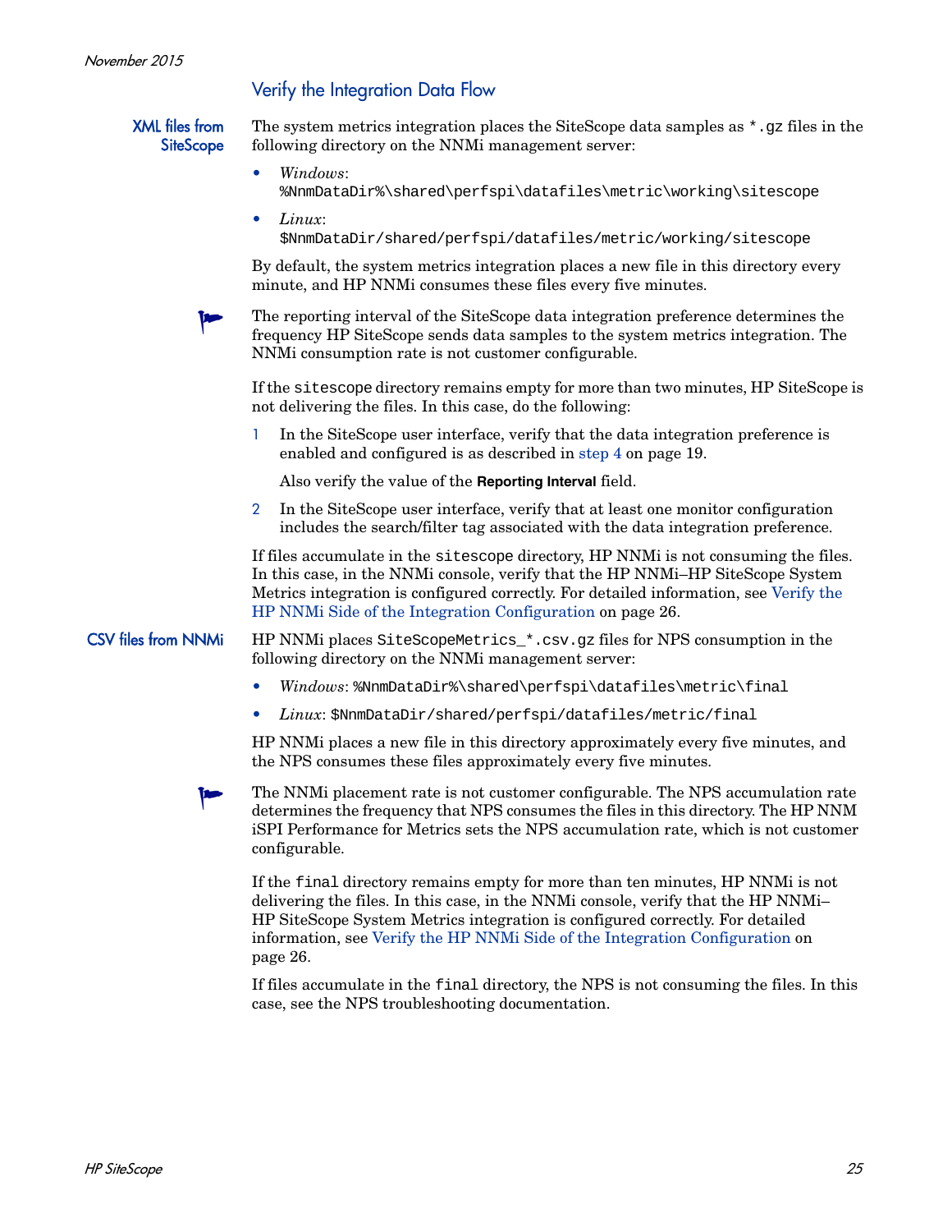## Verify the Integration Data Flow

**XML files from SiteScope**

The system metrics integration places the SiteScope data samples as `*.gz` files in the following directory on the NNMi management server:

- *Windows*: `%NnmDataDir%\shared\perfspi\datafiles\metric\working\sitescope`
- *Linux*: `$NnmDataDir/shared/perfspi/datafiles/metric/working/sitescope`

By default, the system metrics integration places a new file in this directory every minute, and HP NNMi consumes these files every five minutes.

> The reporting interval of the SiteScope data integration preference determines the frequency HP SiteScope sends data samples to the system metrics integration. The NNMi consumption rate is not customer configurable.

If the `sitescope` directory remains empty for more than two minutes, HP SiteScope is not delivering the files. In this case, do the following:

1. In the SiteScope user interface, verify that the data integration preference is enabled and configured is as described in step 4 on page 19.

   Also verify the value of the **Reporting Interval** field.

2. In the SiteScope user interface, verify that at least one monitor configuration includes the search/filter tag associated with the data integration preference.

If files accumulate in the `sitescope` directory, HP NNMi is not consuming the files. In this case, in the NNMi console, verify that the HP NNMi–HP SiteScope System Metrics integration is configured correctly. For detailed information, see Verify the HP NNMi Side of the Integration Configuration on page 26.

**CSV files from NNMi**

HP NNMi places `SiteScopeMetrics_*.csv.gz` files for NPS consumption in the following directory on the NNMi management server:

- *Windows*: `%NnmDataDir%\shared\perfspi\datafiles\metric\final`
- *Linux*: `$NnmDataDir/shared/perfspi/datafiles/metric/final`

HP NNMi places a new file in this directory approximately every five minutes, and the NPS consumes these files approximately every five minutes.

> The NNMi placement rate is not customer configurable. The NPS accumulation rate determines the frequency that NPS consumes the files in this directory. The HP NNM iSPI Performance for Metrics sets the NPS accumulation rate, which is not customer configurable.

If the `final` directory remains empty for more than ten minutes, HP NNMi is not delivering the files. In this case, in the NNMi console, verify that the HP NNMi–HP SiteScope System Metrics integration is configured correctly. For detailed information, see Verify the HP NNMi Side of the Integration Configuration on page 26.

If files accumulate in the `final` directory, the NPS is not consuming the files. In this case, see the NPS troubleshooting documentation.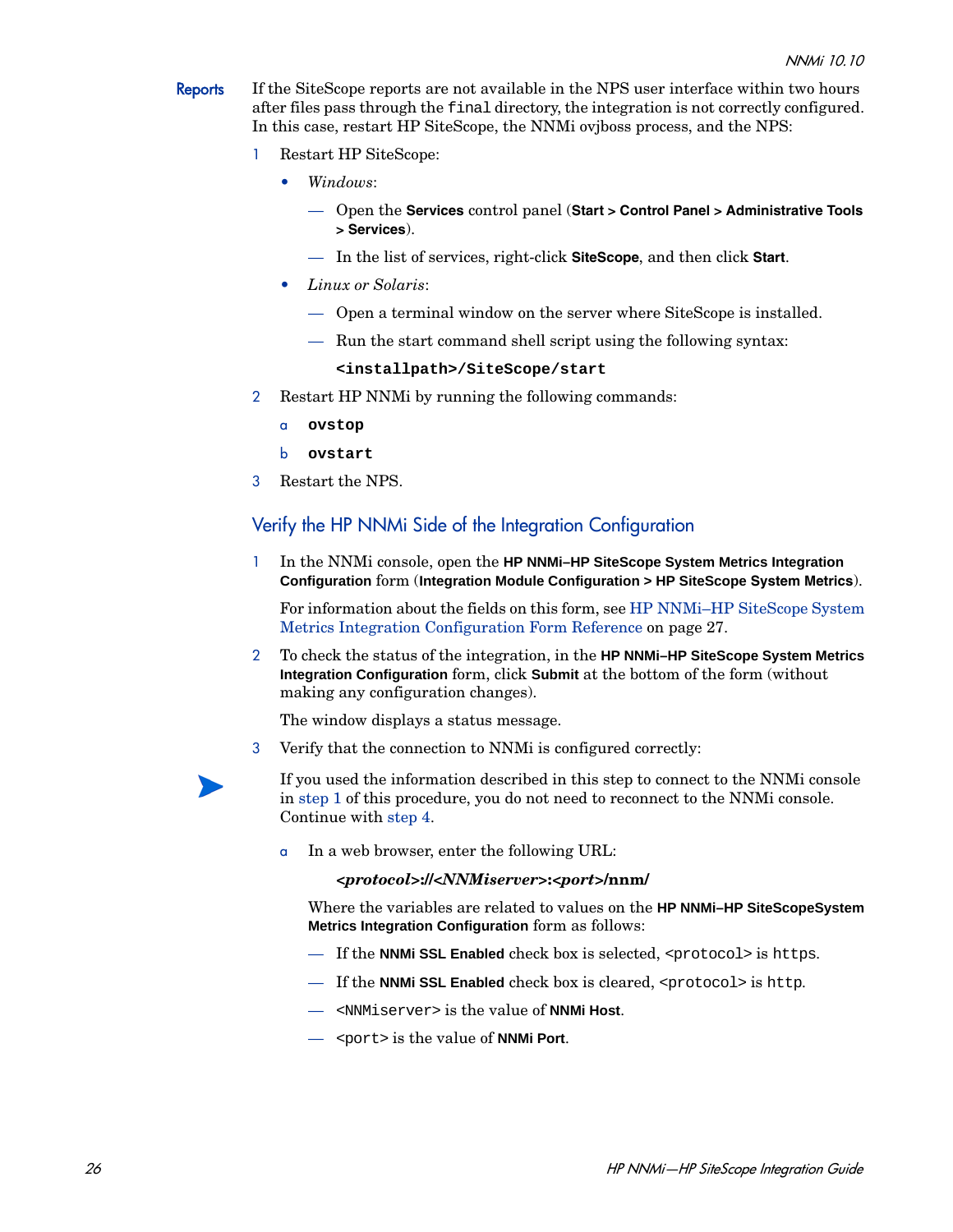**Reports**

If the SiteScope reports are not available in the NPS user interface within two hours after files pass through the `final` directory, the integration is not correctly configured. In this case, restart HP SiteScope, the NNMi ovjboss process, and the NPS:

1. Restart HP SiteScope:
   - *Windows*:
     - Open the **Services** control panel (**Start > Control Panel > Administrative Tools > Services**).
     - In the list of services, right-click **SiteScope**, and then click **Start**.
   - *Linux or Solaris*:
     - Open a terminal window on the server where SiteScope is installed.
     - Run the start command shell script using the following syntax:

       **`<installpath>/SiteScope/start`**
2. Restart HP NNMi by running the following commands:
   a. **`ovstop`**
   b. **`ovstart`**
3. Restart the NPS.

## Verify the HP NNMi Side of the Integration Configuration

1. In the NNMi console, open the **HP NNMi–HP SiteScope System Metrics Integration Configuration** form (**Integration Module Configuration > HP SiteScope System Metrics**).

   For information about the fields on this form, see HP NNMi–HP SiteScope System Metrics Integration Configuration Form Reference on page 27.
2. To check the status of the integration, in the **HP NNMi–HP SiteScope System Metrics Integration Configuration** form, click **Submit** at the bottom of the form (without making any configuration changes).

   The window displays a status message.
3. Verify that the connection to NNMi is configured correctly:

   If you used the information described in this step to connect to the NNMi console in step 1 of this procedure, you do not need to reconnect to the NNMi console. Continue with step 4.

   a. In a web browser, enter the following URL:

      ***<protocol>*://*<NNMiserver>*:*<port>*/nnm/**

      Where the variables are related to values on the **HP NNMi–HP SiteScopeSystem Metrics Integration Configuration** form as follows:

      - If the **NNMi SSL Enabled** check box is selected, `<protocol>` is `https`.
      - If the **NNMi SSL Enabled** check box is cleared, `<protocol>` is `http`.
      - `<NNMiserver>` is the value of **NNMi Host**.
      - `<port>` is the value of **NNMi Port**.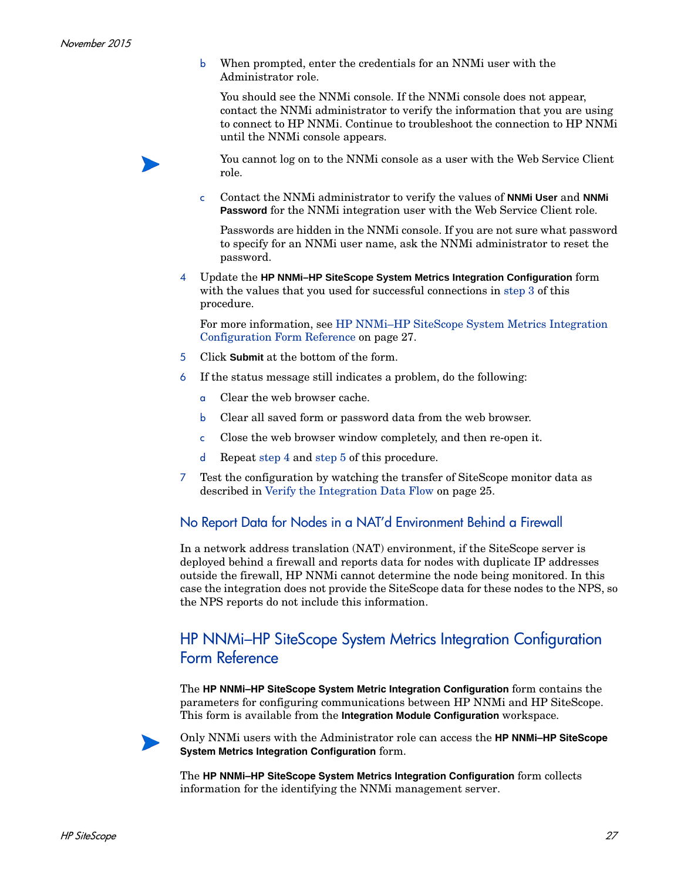b  When prompted, enter the credentials for an NNMi user with the Administrator role.

   You should see the NNMi console. If the NNMi console does not appear, contact the NNMi administrator to verify the information that you are using to connect to HP NNMi. Continue to troubleshoot the connection to HP NNMi until the NNMi console appears.

   You cannot log on to the NNMi console as a user with the Web Service Client role.

c  Contact the NNMi administrator to verify the values of **NNMi User** and **NNMi Password** for the NNMi integration user with the Web Service Client role.

   Passwords are hidden in the NNMi console. If you are not sure what password to specify for an NNMi user name, ask the NNMi administrator to reset the password.

4. Update the **HP NNMi–HP SiteScope System Metrics Integration Configuration** form with the values that you used for successful connections in step 3 of this procedure.

   For more information, see HP NNMi–HP SiteScope System Metrics Integration Configuration Form Reference on page 27.

5. Click **Submit** at the bottom of the form.

6. If the status message still indicates a problem, do the following:

   a. Clear the web browser cache.

   b. Clear all saved form or password data from the web browser.

   c. Close the web browser window completely, and then re-open it.

   d. Repeat step 4 and step 5 of this procedure.

7. Test the configuration by watching the transfer of SiteScope monitor data as described in Verify the Integration Data Flow on page 25.

### No Report Data for Nodes in a NAT'd Environment Behind a Firewall

In a network address translation (NAT) environment, if the SiteScope server is deployed behind a firewall and reports data for nodes with duplicate IP addresses outside the firewall, HP NNMi cannot determine the node being monitored. In this case the integration does not provide the SiteScope data for these nodes to the NPS, so the NPS reports do not include this information.

## HP NNMi–HP SiteScope System Metrics Integration Configuration Form Reference

The **HP NNMi–HP SiteScope System Metric Integration Configuration** form contains the parameters for configuring communications between HP NNMi and HP SiteScope. This form is available from the **Integration Module Configuration** workspace.

Only NNMi users with the Administrator role can access the **HP NNMi–HP SiteScope System Metrics Integration Configuration** form.

The **HP NNMi–HP SiteScope System Metrics Integration Configuration** form collects information for the identifying the NNMi management server.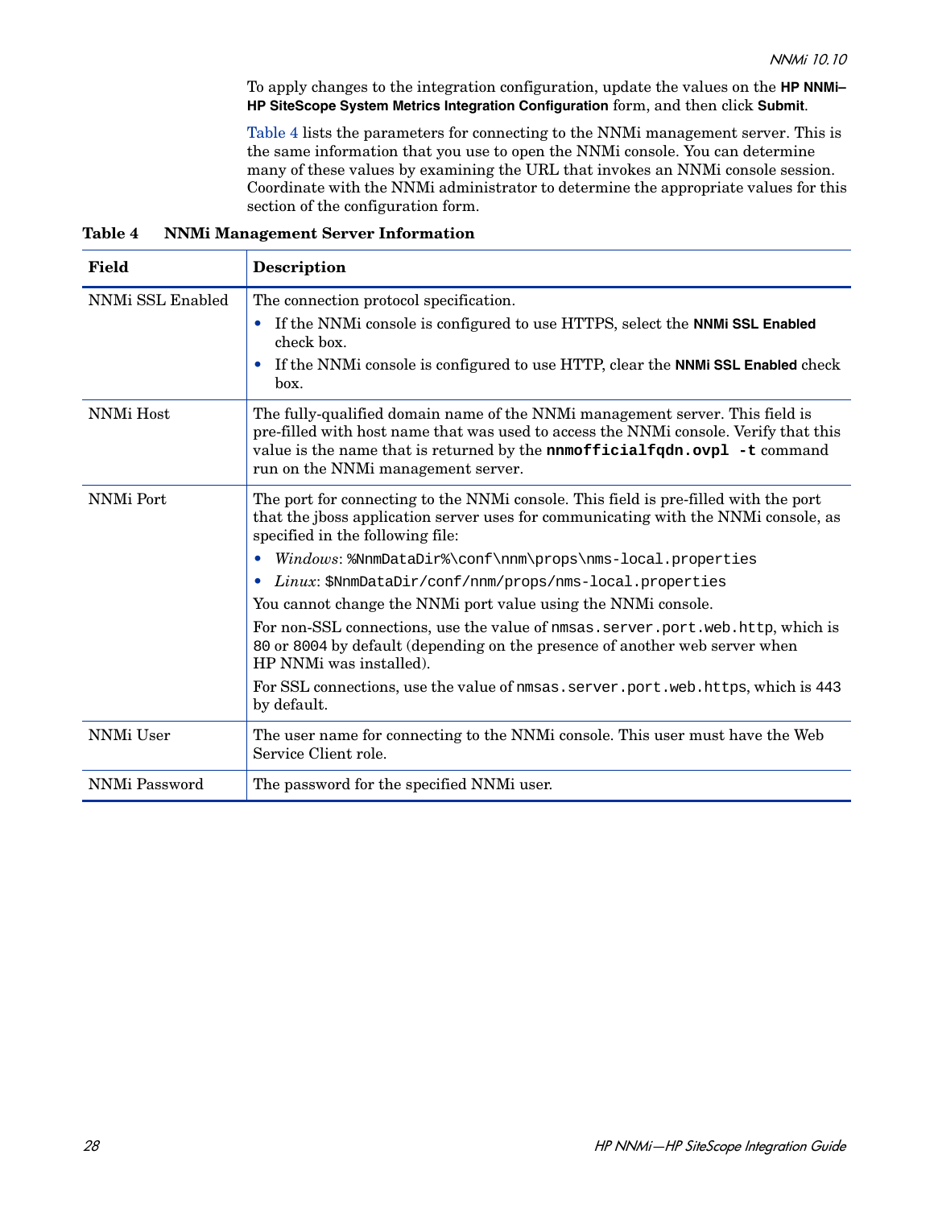To apply changes to the integration configuration, update the values on the **HP NNMi–HP SiteScope System Metrics Integration Configuration** form, and then click **Submit**.

Table 4 lists the parameters for connecting to the NNMi management server. This is the same information that you use to open the NNMi console. You can determine many of these values by examining the URL that invokes an NNMi console session. Coordinate with the NNMi administrator to determine the appropriate values for this section of the configuration form.

**Table 4 NNMi Management Server Information**

| Field | Description |
|---|---|
| NNMi SSL Enabled | The connection protocol specification.<br>• If the NNMi console is configured to use HTTPS, select the **NNMi SSL Enabled** check box.<br>• If the NNMi console is configured to use HTTP, clear the **NNMi SSL Enabled** check box. |
| NNMi Host | The fully-qualified domain name of the NNMi management server. This field is pre-filled with host name that was used to access the NNMi console. Verify that this value is the name that is returned by the **`nnmofficialfqdn.ovpl -t`** command run on the NNMi management server. |
| NNMi Port | The port for connecting to the NNMi console. This field is pre-filled with the port that the jboss application server uses for communicating with the NNMi console, as specified in the following file:<br>• *Windows*: `%NnmDataDir%\conf\nnm\props\nms-local.properties`<br>• *Linux*: `$NnmDataDir/conf/nnm/props/nms-local.properties`<br>You cannot change the NNMi port value using the NNMi console.<br>For non-SSL connections, use the value of `nmsas.server.port.web.http`, which is `80` or `8004` by default (depending on the presence of another web server when HP NNMi was installed).<br>For SSL connections, use the value of `nmsas.server.port.web.https`, which is `443` by default. |
| NNMi User | The user name for connecting to the NNMi console. This user must have the Web Service Client role. |
| NNMi Password | The password for the specified NNMi user. |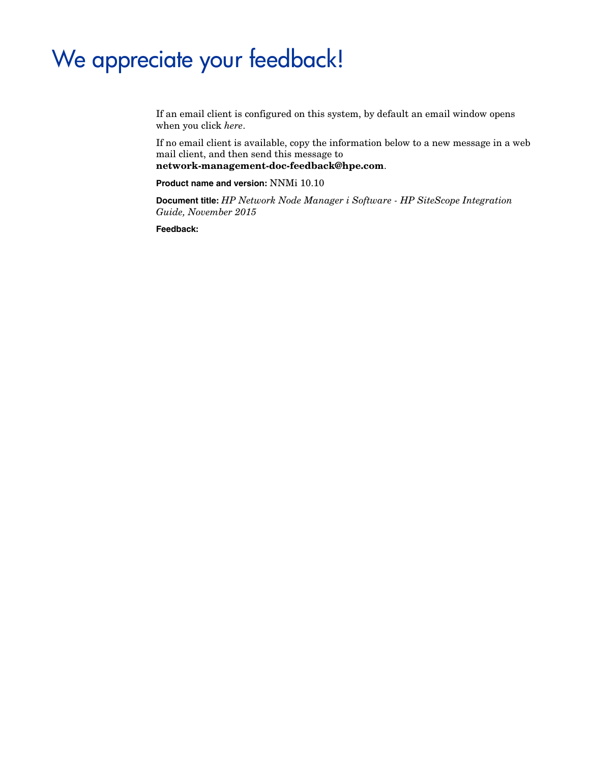# We appreciate your feedback!

If an email client is configured on this system, by default an email window opens when you click *here*.

If no email client is available, copy the information below to a new message in a web mail client, and then send this message to **network-management-doc-feedback@hpe.com**.

**Product name and version:** NNMi 10.10

**Document title:** *HP Network Node Manager i Software - HP SiteScope Integration Guide, November 2015*

**Feedback:**